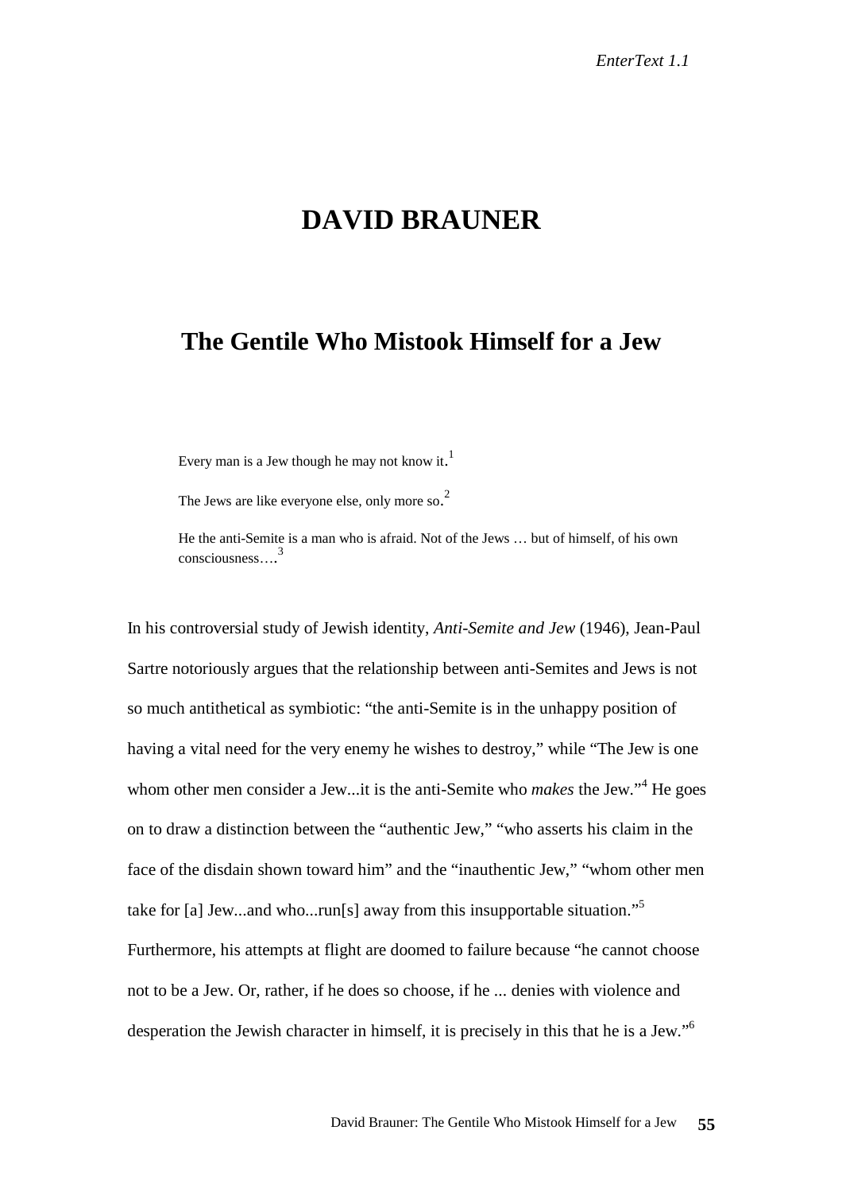# DAVID BRAUNER

## The Gentile Who Mistook Himself for a Jew

> Every man is a Jew though he may not know it.[1]
>
> The Jews are like everyone else, only more so.[2]
>
> He the anti-Semite is a man who is afraid. Not of the Jews … but of himself, of his own consciousness….[3]

In his controversial study of Jewish identity, *Anti-Semite and Jew* (1946), Jean-Paul Sartre notoriously argues that the relationship between anti-Semites and Jews is not so much antithetical as symbiotic: "the anti-Semite is in the unhappy position of having a vital need for the very enemy he wishes to destroy," while "The Jew is one whom other men consider a Jew...it is the anti-Semite who *makes* the Jew."[4] He goes on to draw a distinction between the "authentic Jew," "who asserts his claim in the face of the disdain shown toward him" and the "inauthentic Jew," "whom other men take for [a] Jew...and who...run[s] away from this insupportable situation."[5] Furthermore, his attempts at flight are doomed to failure because "he cannot choose not to be a Jew. Or, rather, if he does so choose, if he ... denies with violence and desperation the Jewish character in himself, it is precisely in this that he is a Jew."[6]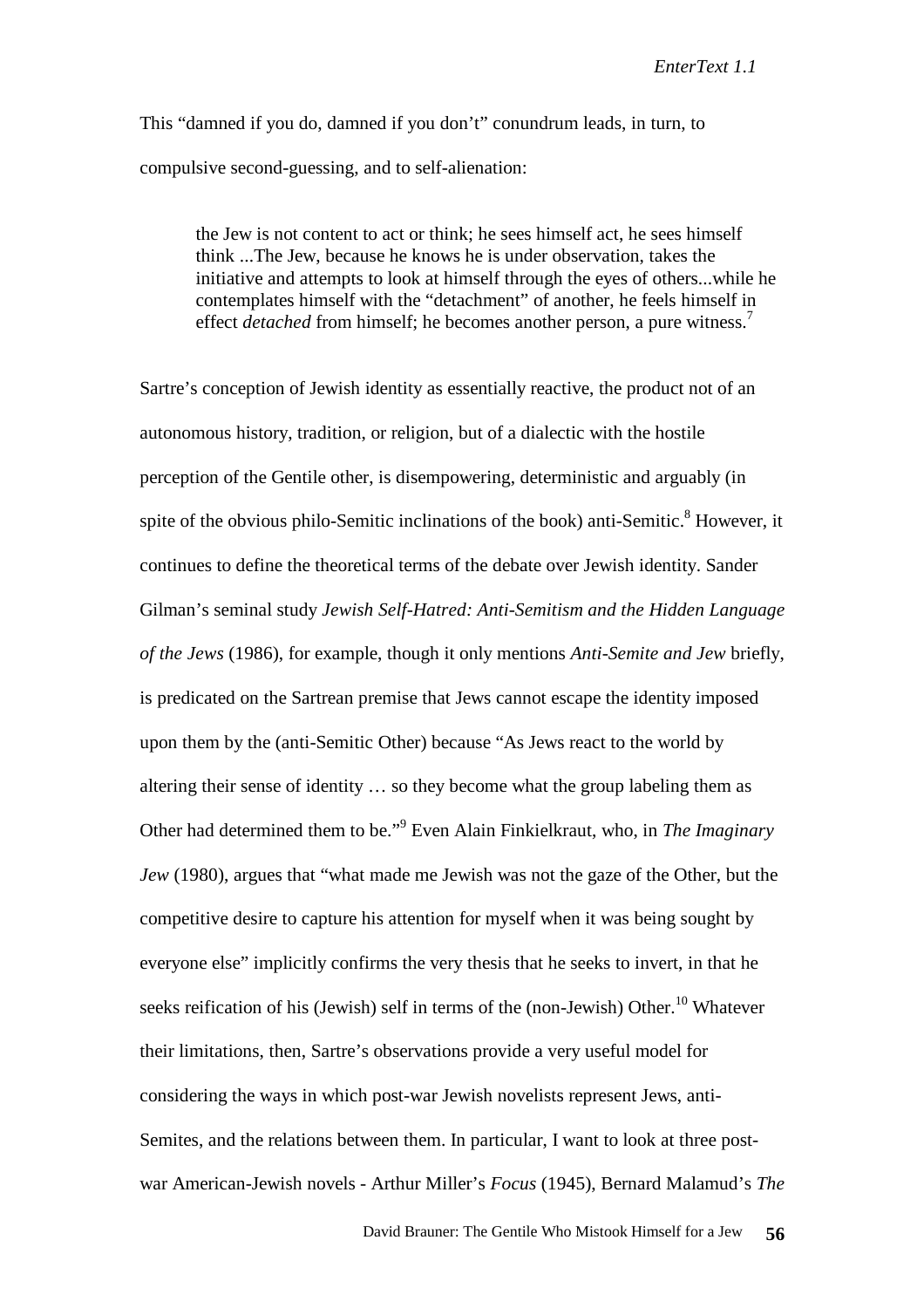This "damned if you do, damned if you don't" conundrum leads, in turn, to compulsive second-guessing, and to self-alienation:

> the Jew is not content to act or think; he sees himself act, he sees himself think ...The Jew, because he knows he is under observation, takes the initiative and attempts to look at himself through the eyes of others...while he contemplates himself with the "detachment" of another, he feels himself in effect *detached* from himself; he becomes another person, a pure witness.[7]

Sartre's conception of Jewish identity as essentially reactive, the product not of an autonomous history, tradition, or religion, but of a dialectic with the hostile perception of the Gentile other, is disempowering, deterministic and arguably (in spite of the obvious philo-Semitic inclinations of the book) anti-Semitic.[8] However, it continues to define the theoretical terms of the debate over Jewish identity. Sander Gilman's seminal study *Jewish Self-Hatred: Anti-Semitism and the Hidden Language of the Jews* (1986), for example, though it only mentions *Anti-Semite and Jew* briefly, is predicated on the Sartrean premise that Jews cannot escape the identity imposed upon them by the (anti-Semitic Other) because "As Jews react to the world by altering their sense of identity … so they become what the group labeling them as Other had determined them to be."[9] Even Alain Finkielkraut, who, in *The Imaginary Jew* (1980), argues that "what made me Jewish was not the gaze of the Other, but the competitive desire to capture his attention for myself when it was being sought by everyone else" implicitly confirms the very thesis that he seeks to invert, in that he seeks reification of his (Jewish) self in terms of the (non-Jewish) Other.[10] Whatever their limitations, then, Sartre's observations provide a very useful model for considering the ways in which post-war Jewish novelists represent Jews, anti-Semites, and the relations between them. In particular, I want to look at three post-war American-Jewish novels - Arthur Miller's *Focus* (1945), Bernard Malamud's *The*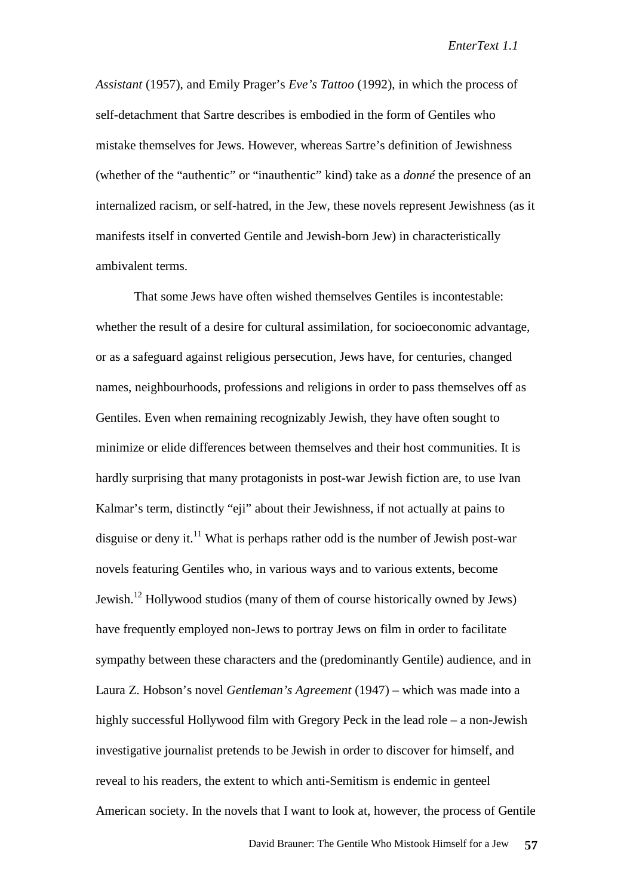*Assistant* (1957), and Emily Prager's *Eve's Tattoo* (1992), in which the process of self-detachment that Sartre describes is embodied in the form of Gentiles who mistake themselves for Jews. However, whereas Sartre's definition of Jewishness (whether of the "authentic" or "inauthentic" kind) take as a *donné* the presence of an internalized racism, or self-hatred, in the Jew, these novels represent Jewishness (as it manifests itself in converted Gentile and Jewish-born Jew) in characteristically ambivalent terms.

That some Jews have often wished themselves Gentiles is incontestable: whether the result of a desire for cultural assimilation, for socioeconomic advantage, or as a safeguard against religious persecution, Jews have, for centuries, changed names, neighbourhoods, professions and religions in order to pass themselves off as Gentiles. Even when remaining recognizably Jewish, they have often sought to minimize or elide differences between themselves and their host communities. It is hardly surprising that many protagonists in post-war Jewish fiction are, to use Ivan Kalmar's term, distinctly "eji" about their Jewishness, if not actually at pains to disguise or deny it.[11] What is perhaps rather odd is the number of Jewish post-war novels featuring Gentiles who, in various ways and to various extents, become Jewish.[12] Hollywood studios (many of them of course historically owned by Jews) have frequently employed non-Jews to portray Jews on film in order to facilitate sympathy between these characters and the (predominantly Gentile) audience, and in Laura Z. Hobson's novel *Gentleman's Agreement* (1947) – which was made into a highly successful Hollywood film with Gregory Peck in the lead role – a non-Jewish investigative journalist pretends to be Jewish in order to discover for himself, and reveal to his readers, the extent to which anti-Semitism is endemic in genteel American society. In the novels that I want to look at, however, the process of Gentile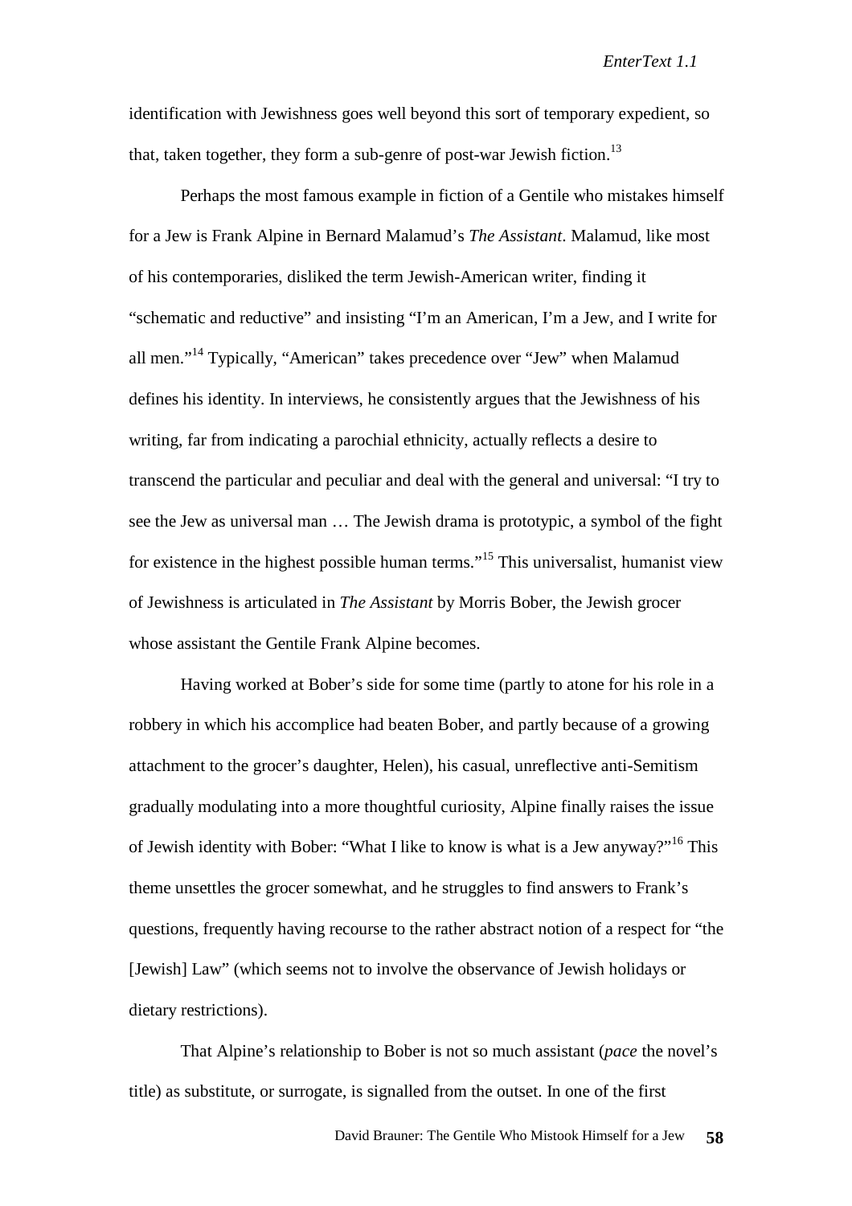identification with Jewishness goes well beyond this sort of temporary expedient, so that, taken together, they form a sub-genre of post-war Jewish fiction.[13]

Perhaps the most famous example in fiction of a Gentile who mistakes himself for a Jew is Frank Alpine in Bernard Malamud's *The Assistant*. Malamud, like most of his contemporaries, disliked the term Jewish-American writer, finding it "schematic and reductive" and insisting "I'm an American, I'm a Jew, and I write for all men."[14] Typically, "American" takes precedence over "Jew" when Malamud defines his identity. In interviews, he consistently argues that the Jewishness of his writing, far from indicating a parochial ethnicity, actually reflects a desire to transcend the particular and peculiar and deal with the general and universal: "I try to see the Jew as universal man … The Jewish drama is prototypic, a symbol of the fight for existence in the highest possible human terms."[15] This universalist, humanist view of Jewishness is articulated in *The Assistant* by Morris Bober, the Jewish grocer whose assistant the Gentile Frank Alpine becomes.

Having worked at Bober's side for some time (partly to atone for his role in a robbery in which his accomplice had beaten Bober, and partly because of a growing attachment to the grocer's daughter, Helen), his casual, unreflective anti-Semitism gradually modulating into a more thoughtful curiosity, Alpine finally raises the issue of Jewish identity with Bober: "What I like to know is what is a Jew anyway?"[16] This theme unsettles the grocer somewhat, and he struggles to find answers to Frank's questions, frequently having recourse to the rather abstract notion of a respect for "the [Jewish] Law" (which seems not to involve the observance of Jewish holidays or dietary restrictions).

That Alpine's relationship to Bober is not so much assistant (*pace* the novel's title) as substitute, or surrogate, is signalled from the outset. In one of the first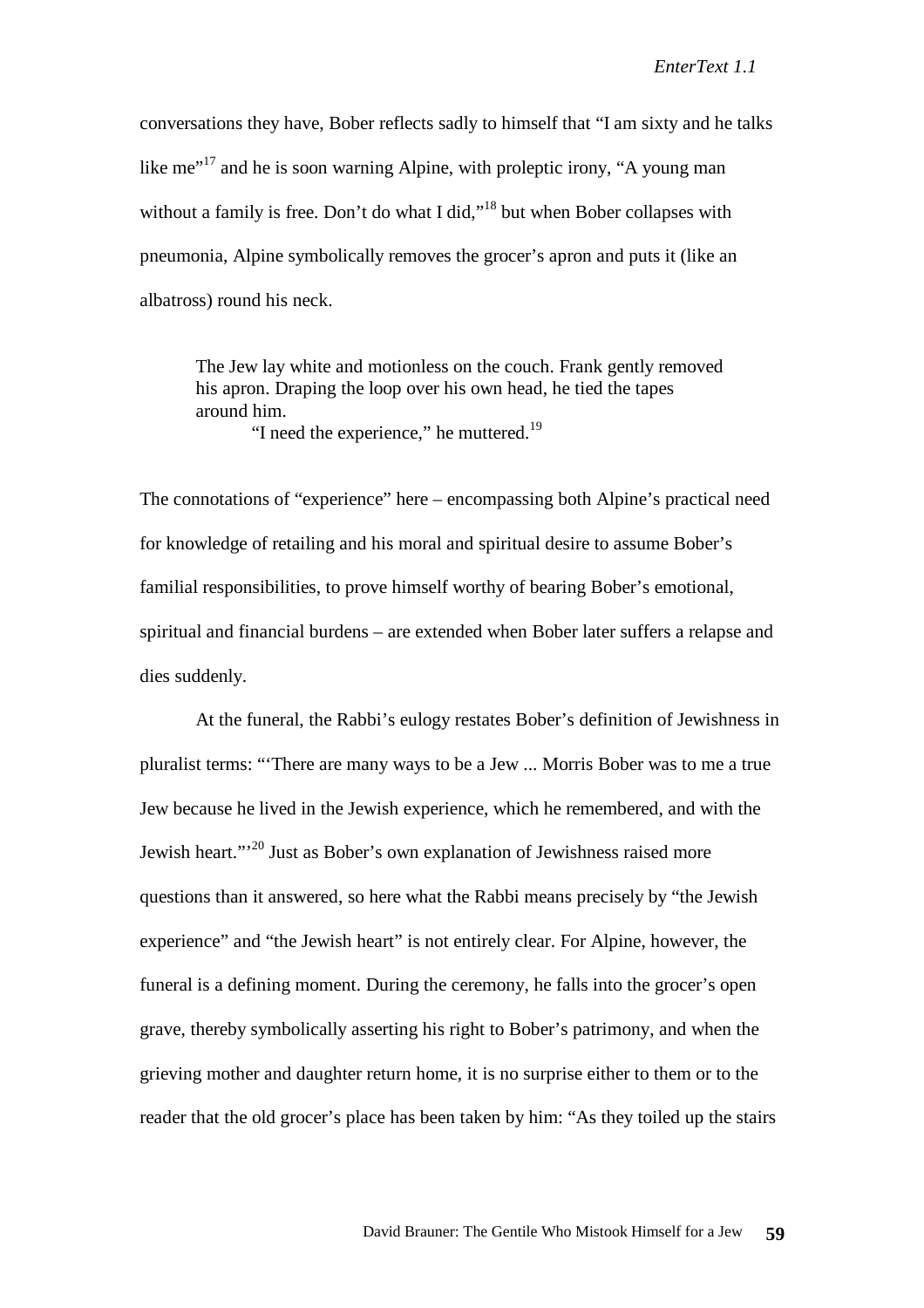conversations they have, Bober reflects sadly to himself that "I am sixty and he talks like me"[17] and he is soon warning Alpine, with proleptic irony, "A young man without a family is free. Don't do what I did,"[18] but when Bober collapses with pneumonia, Alpine symbolically removes the grocer's apron and puts it (like an albatross) round his neck.

> The Jew lay white and motionless on the couch. Frank gently removed his apron. Draping the loop over his own head, he tied the tapes around him.
>
> "I need the experience," he muttered.[19]

The connotations of "experience" here – encompassing both Alpine's practical need for knowledge of retailing and his moral and spiritual desire to assume Bober's familial responsibilities, to prove himself worthy of bearing Bober's emotional, spiritual and financial burdens – are extended when Bober later suffers a relapse and dies suddenly.

At the funeral, the Rabbi's eulogy restates Bober's definition of Jewishness in pluralist terms: "'There are many ways to be a Jew ... Morris Bober was to me a true Jew because he lived in the Jewish experience, which he remembered, and with the Jewish heart."'[20] Just as Bober's own explanation of Jewishness raised more questions than it answered, so here what the Rabbi means precisely by "the Jewish experience" and "the Jewish heart" is not entirely clear. For Alpine, however, the funeral is a defining moment. During the ceremony, he falls into the grocer's open grave, thereby symbolically asserting his right to Bober's patrimony, and when the grieving mother and daughter return home, it is no surprise either to them or to the reader that the old grocer's place has been taken by him: "As they toiled up the stairs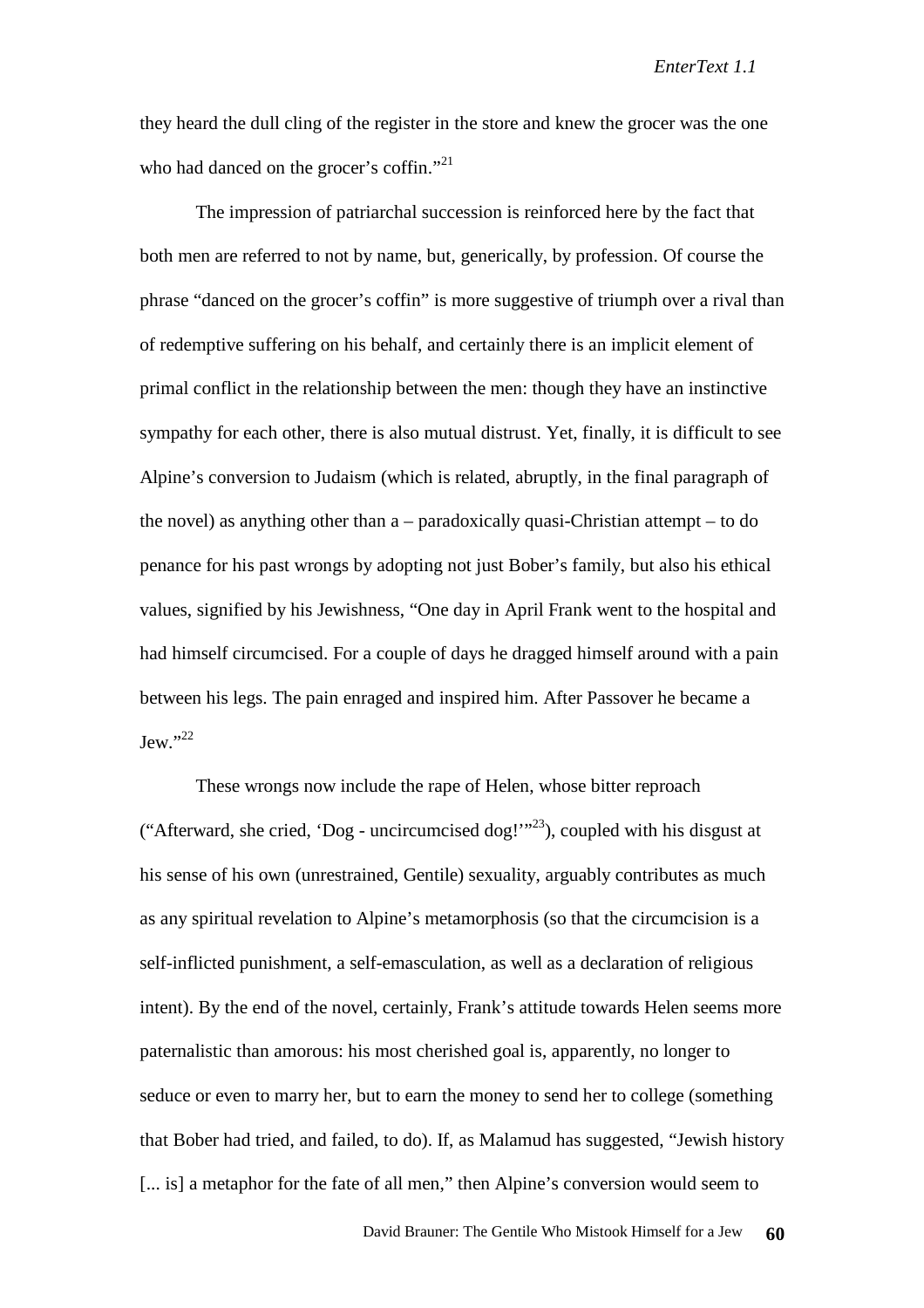they heard the dull cling of the register in the store and knew the grocer was the one who had danced on the grocer's coffin."[21]

The impression of patriarchal succession is reinforced here by the fact that both men are referred to not by name, but, generically, by profession. Of course the phrase "danced on the grocer's coffin" is more suggestive of triumph over a rival than of redemptive suffering on his behalf, and certainly there is an implicit element of primal conflict in the relationship between the men: though they have an instinctive sympathy for each other, there is also mutual distrust. Yet, finally, it is difficult to see Alpine's conversion to Judaism (which is related, abruptly, in the final paragraph of the novel) as anything other than a – paradoxically quasi-Christian attempt – to do penance for his past wrongs by adopting not just Bober's family, but also his ethical values, signified by his Jewishness, "One day in April Frank went to the hospital and had himself circumcised. For a couple of days he dragged himself around with a pain between his legs. The pain enraged and inspired him. After Passover he became a Jew."[22]

These wrongs now include the rape of Helen, whose bitter reproach ("Afterward, she cried, 'Dog - uncircumcised dog!'"[23]), coupled with his disgust at his sense of his own (unrestrained, Gentile) sexuality, arguably contributes as much as any spiritual revelation to Alpine's metamorphosis (so that the circumcision is a self-inflicted punishment, a self-emasculation, as well as a declaration of religious intent). By the end of the novel, certainly, Frank's attitude towards Helen seems more paternalistic than amorous: his most cherished goal is, apparently, no longer to seduce or even to marry her, but to earn the money to send her to college (something that Bober had tried, and failed, to do). If, as Malamud has suggested, "Jewish history [... is] a metaphor for the fate of all men," then Alpine's conversion would seem to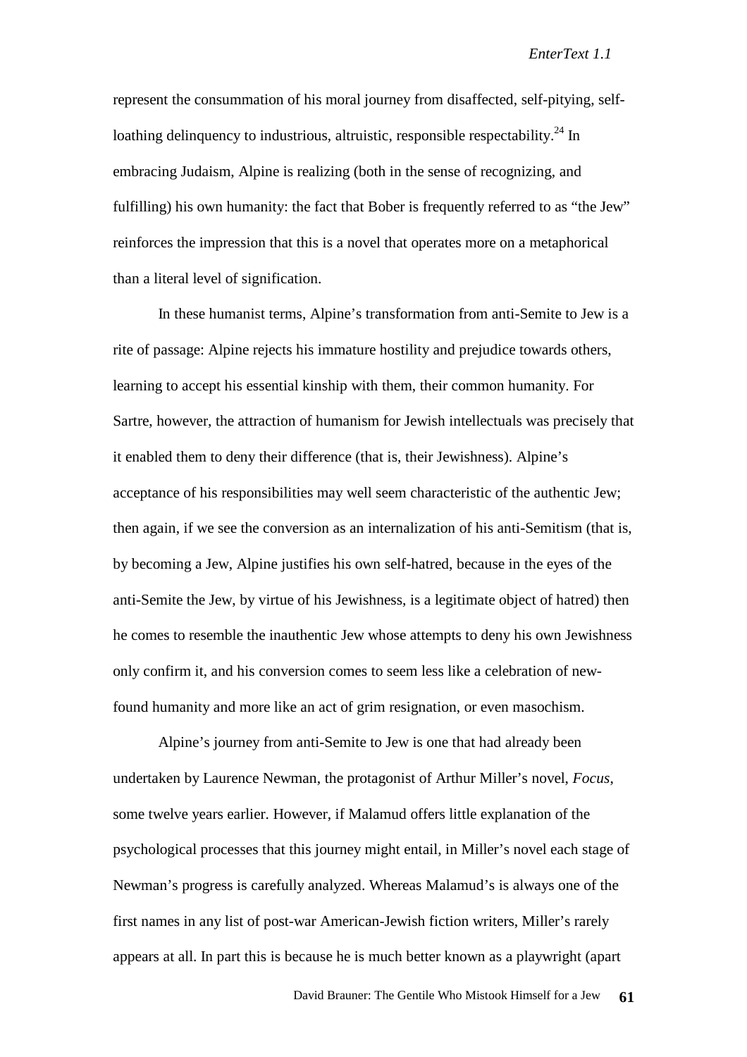represent the consummation of his moral journey from disaffected, self-pitying, self-loathing delinquency to industrious, altruistic, responsible respectability.[24] In embracing Judaism, Alpine is realizing (both in the sense of recognizing, and fulfilling) his own humanity: the fact that Bober is frequently referred to as "the Jew" reinforces the impression that this is a novel that operates more on a metaphorical than a literal level of signification.

In these humanist terms, Alpine's transformation from anti-Semite to Jew is a rite of passage: Alpine rejects his immature hostility and prejudice towards others, learning to accept his essential kinship with them, their common humanity. For Sartre, however, the attraction of humanism for Jewish intellectuals was precisely that it enabled them to deny their difference (that is, their Jewishness). Alpine's acceptance of his responsibilities may well seem characteristic of the authentic Jew; then again, if we see the conversion as an internalization of his anti-Semitism (that is, by becoming a Jew, Alpine justifies his own self-hatred, because in the eyes of the anti-Semite the Jew, by virtue of his Jewishness, is a legitimate object of hatred) then he comes to resemble the inauthentic Jew whose attempts to deny his own Jewishness only confirm it, and his conversion comes to seem less like a celebration of new-found humanity and more like an act of grim resignation, or even masochism.

Alpine's journey from anti-Semite to Jew is one that had already been undertaken by Laurence Newman, the protagonist of Arthur Miller's novel, *Focus*, some twelve years earlier. However, if Malamud offers little explanation of the psychological processes that this journey might entail, in Miller's novel each stage of Newman's progress is carefully analyzed. Whereas Malamud's is always one of the first names in any list of post-war American-Jewish fiction writers, Miller's rarely appears at all. In part this is because he is much better known as a playwright (apart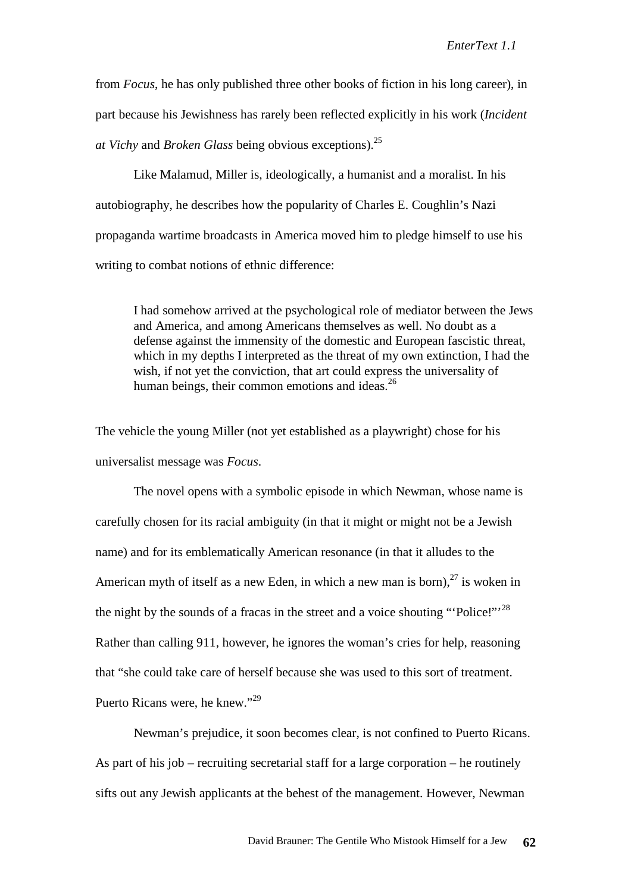from *Focus*, he has only published three other books of fiction in his long career), in part because his Jewishness has rarely been reflected explicitly in his work (*Incident at Vichy* and *Broken Glass* being obvious exceptions).[25]

Like Malamud, Miller is, ideologically, a humanist and a moralist. In his autobiography, he describes how the popularity of Charles E. Coughlin's Nazi propaganda wartime broadcasts in America moved him to pledge himself to use his writing to combat notions of ethnic difference:

> I had somehow arrived at the psychological role of mediator between the Jews and America, and among Americans themselves as well. No doubt as a defense against the immensity of the domestic and European fascistic threat, which in my depths I interpreted as the threat of my own extinction, I had the wish, if not yet the conviction, that art could express the universality of human beings, their common emotions and ideas.[26]

The vehicle the young Miller (not yet established as a playwright) chose for his universalist message was *Focus*.

The novel opens with a symbolic episode in which Newman, whose name is carefully chosen for its racial ambiguity (in that it might or might not be a Jewish name) and for its emblematically American resonance (in that it alludes to the American myth of itself as a new Eden, in which a new man is born),[27] is woken in the night by the sounds of a fracas in the street and a voice shouting "'Police!"'[28] Rather than calling 911, however, he ignores the woman's cries for help, reasoning that "she could take care of herself because she was used to this sort of treatment. Puerto Ricans were, he knew."[29]

Newman's prejudice, it soon becomes clear, is not confined to Puerto Ricans. As part of his job – recruiting secretarial staff for a large corporation – he routinely sifts out any Jewish applicants at the behest of the management. However, Newman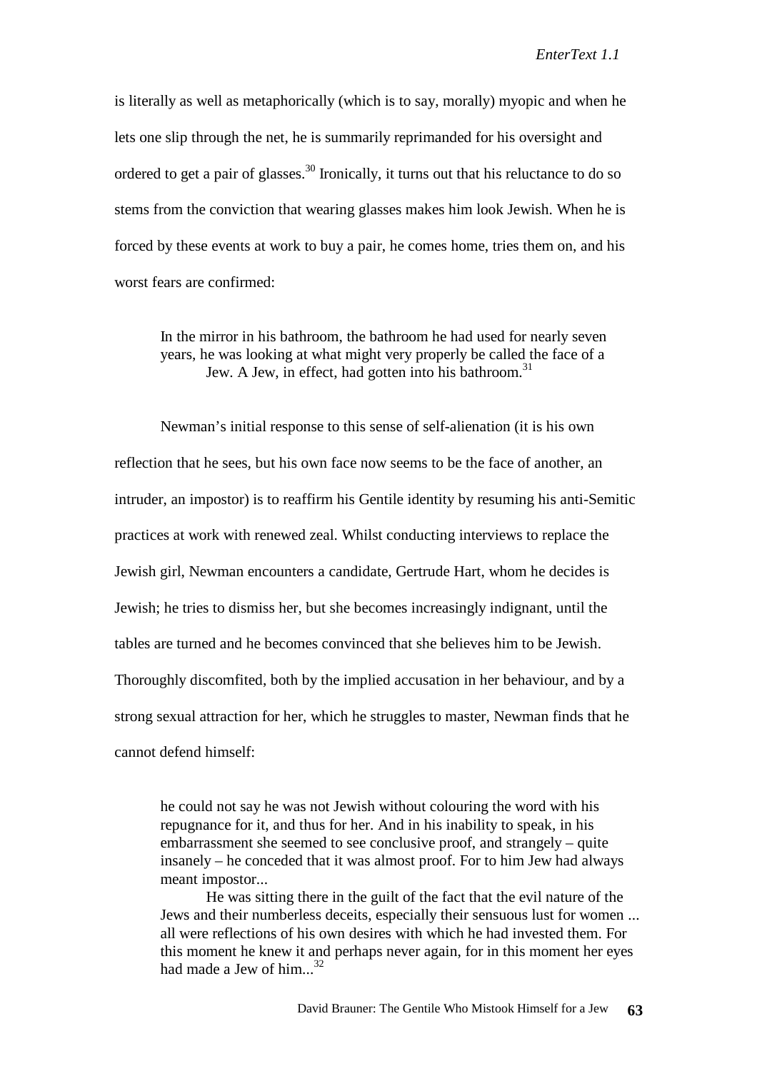is literally as well as metaphorically (which is to say, morally) myopic and when he lets one slip through the net, he is summarily reprimanded for his oversight and ordered to get a pair of glasses.[30] Ironically, it turns out that his reluctance to do so stems from the conviction that wearing glasses makes him look Jewish. When he is forced by these events at work to buy a pair, he comes home, tries them on, and his worst fears are confirmed:

> In the mirror in his bathroom, the bathroom he had used for nearly seven years, he was looking at what might very properly be called the face of a Jew. A Jew, in effect, had gotten into his bathroom.[31]

Newman's initial response to this sense of self-alienation (it is his own reflection that he sees, but his own face now seems to be the face of another, an intruder, an impostor) is to reaffirm his Gentile identity by resuming his anti-Semitic practices at work with renewed zeal. Whilst conducting interviews to replace the Jewish girl, Newman encounters a candidate, Gertrude Hart, whom he decides is Jewish; he tries to dismiss her, but she becomes increasingly indignant, until the tables are turned and he becomes convinced that she believes him to be Jewish. Thoroughly discomfited, both by the implied accusation in her behaviour, and by a strong sexual attraction for her, which he struggles to master, Newman finds that he cannot defend himself:

> he could not say he was not Jewish without colouring the word with his repugnance for it, and thus for her. And in his inability to speak, in his embarrassment she seemed to see conclusive proof, and strangely – quite insanely – he conceded that it was almost proof. For to him Jew had always meant impostor...
>
> He was sitting there in the guilt of the fact that the evil nature of the Jews and their numberless deceits, especially their sensuous lust for women ... all were reflections of his own desires with which he had invested them. For this moment he knew it and perhaps never again, for in this moment her eyes had made a Jew of him...[32]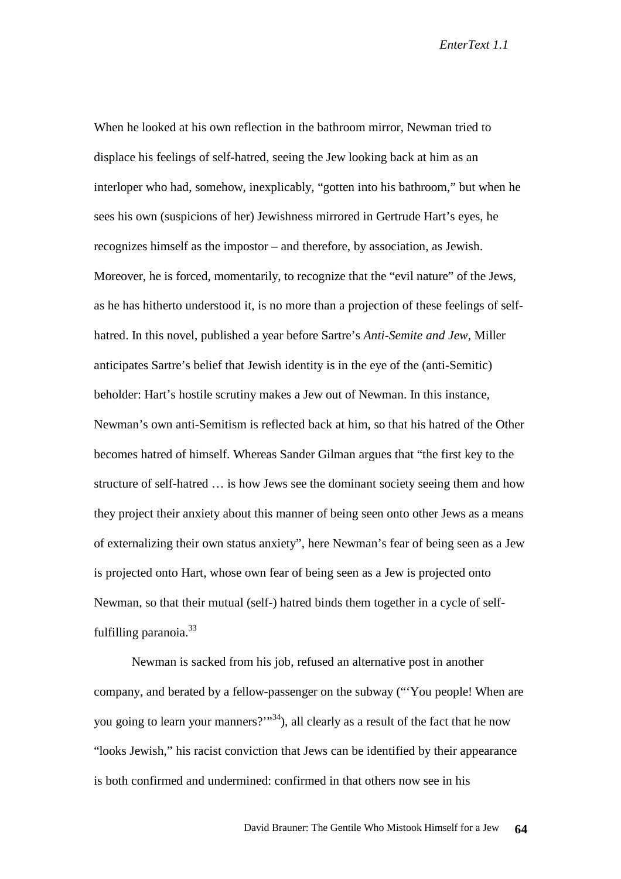When he looked at his own reflection in the bathroom mirror, Newman tried to displace his feelings of self-hatred, seeing the Jew looking back at him as an interloper who had, somehow, inexplicably, "gotten into his bathroom," but when he sees his own (suspicions of her) Jewishness mirrored in Gertrude Hart's eyes, he recognizes himself as the impostor – and therefore, by association, as Jewish. Moreover, he is forced, momentarily, to recognize that the "evil nature" of the Jews, as he has hitherto understood it, is no more than a projection of these feelings of self-hatred. In this novel, published a year before Sartre's *Anti-Semite and Jew*, Miller anticipates Sartre's belief that Jewish identity is in the eye of the (anti-Semitic) beholder: Hart's hostile scrutiny makes a Jew out of Newman. In this instance, Newman's own anti-Semitism is reflected back at him, so that his hatred of the Other becomes hatred of himself. Whereas Sander Gilman argues that "the first key to the structure of self-hatred … is how Jews see the dominant society seeing them and how they project their anxiety about this manner of being seen onto other Jews as a means of externalizing their own status anxiety", here Newman's fear of being seen as a Jew is projected onto Hart, whose own fear of being seen as a Jew is projected onto Newman, so that their mutual (self-) hatred binds them together in a cycle of self-fulfilling paranoia.[33]

Newman is sacked from his job, refused an alternative post in another company, and berated by a fellow-passenger on the subway ("'You people! When are you going to learn your manners?'"[34]), all clearly as a result of the fact that he now "looks Jewish," his racist conviction that Jews can be identified by their appearance is both confirmed and undermined: confirmed in that others now see in his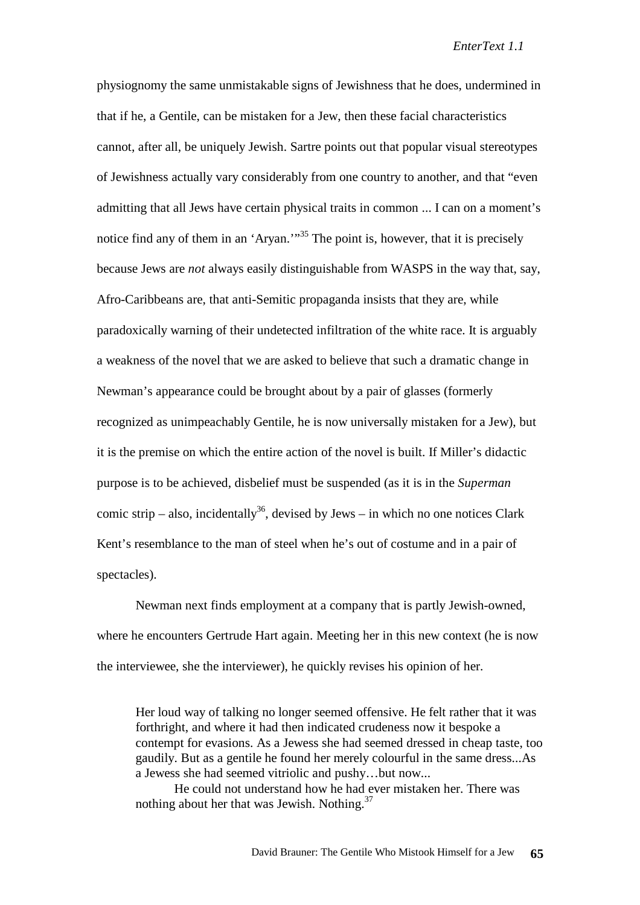physiognomy the same unmistakable signs of Jewishness that he does, undermined in that if he, a Gentile, can be mistaken for a Jew, then these facial characteristics cannot, after all, be uniquely Jewish. Sartre points out that popular visual stereotypes of Jewishness actually vary considerably from one country to another, and that "even admitting that all Jews have certain physical traits in common ... I can on a moment's notice find any of them in an 'Aryan.'"[35] The point is, however, that it is precisely because Jews are *not* always easily distinguishable from WASPS in the way that, say, Afro-Caribbeans are, that anti-Semitic propaganda insists that they are, while paradoxically warning of their undetected infiltration of the white race. It is arguably a weakness of the novel that we are asked to believe that such a dramatic change in Newman's appearance could be brought about by a pair of glasses (formerly recognized as unimpeachably Gentile, he is now universally mistaken for a Jew), but it is the premise on which the entire action of the novel is built. If Miller's didactic purpose is to be achieved, disbelief must be suspended (as it is in the *Superman* comic strip – also, incidentally[36], devised by Jews – in which no one notices Clark Kent's resemblance to the man of steel when he's out of costume and in a pair of spectacles).

Newman next finds employment at a company that is partly Jewish-owned, where he encounters Gertrude Hart again. Meeting her in this new context (he is now the interviewee, she the interviewer), he quickly revises his opinion of her.

> Her loud way of talking no longer seemed offensive. He felt rather that it was forthright, and where it had then indicated crudeness now it bespoke a contempt for evasions. As a Jewess she had seemed dressed in cheap taste, too gaudily. But as a gentile he found her merely colourful in the same dress...As a Jewess she had seemed vitriolic and pushy…but now...
>
> He could not understand how he had ever mistaken her. There was nothing about her that was Jewish. Nothing.[37]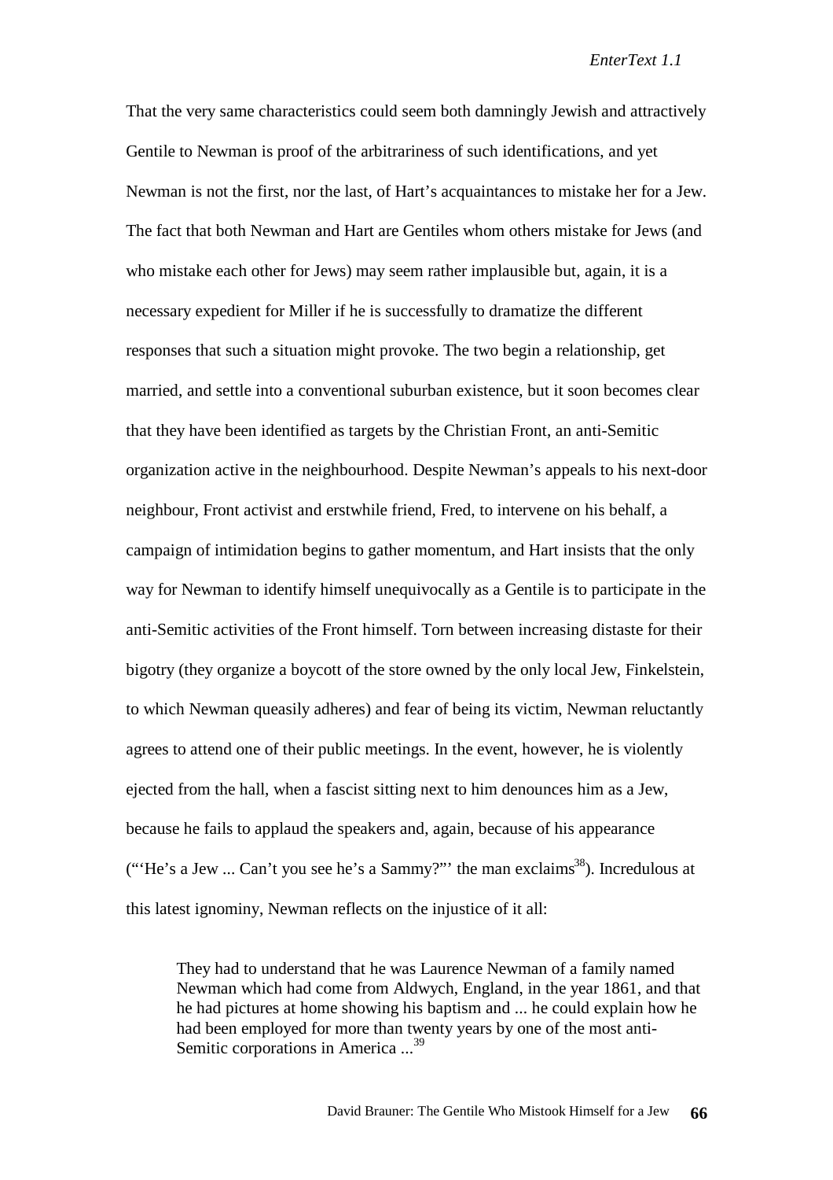That the very same characteristics could seem both damningly Jewish and attractively Gentile to Newman is proof of the arbitrariness of such identifications, and yet Newman is not the first, nor the last, of Hart's acquaintances to mistake her for a Jew. The fact that both Newman and Hart are Gentiles whom others mistake for Jews (and who mistake each other for Jews) may seem rather implausible but, again, it is a necessary expedient for Miller if he is successfully to dramatize the different responses that such a situation might provoke. The two begin a relationship, get married, and settle into a conventional suburban existence, but it soon becomes clear that they have been identified as targets by the Christian Front, an anti-Semitic organization active in the neighbourhood. Despite Newman's appeals to his next-door neighbour, Front activist and erstwhile friend, Fred, to intervene on his behalf, a campaign of intimidation begins to gather momentum, and Hart insists that the only way for Newman to identify himself unequivocally as a Gentile is to participate in the anti-Semitic activities of the Front himself. Torn between increasing distaste for their bigotry (they organize a boycott of the store owned by the only local Jew, Finkelstein, to which Newman queasily adheres) and fear of being its victim, Newman reluctantly agrees to attend one of their public meetings. In the event, however, he is violently ejected from the hall, when a fascist sitting next to him denounces him as a Jew, because he fails to applaud the speakers and, again, because of his appearance ("'He's a Jew ... Can't you see he's a Sammy?"' the man exclaims[38]). Incredulous at this latest ignominy, Newman reflects on the injustice of it all:

> They had to understand that he was Laurence Newman of a family named Newman which had come from Aldwych, England, in the year 1861, and that he had pictures at home showing his baptism and ... he could explain how he had been employed for more than twenty years by one of the most anti-Semitic corporations in America ...[39]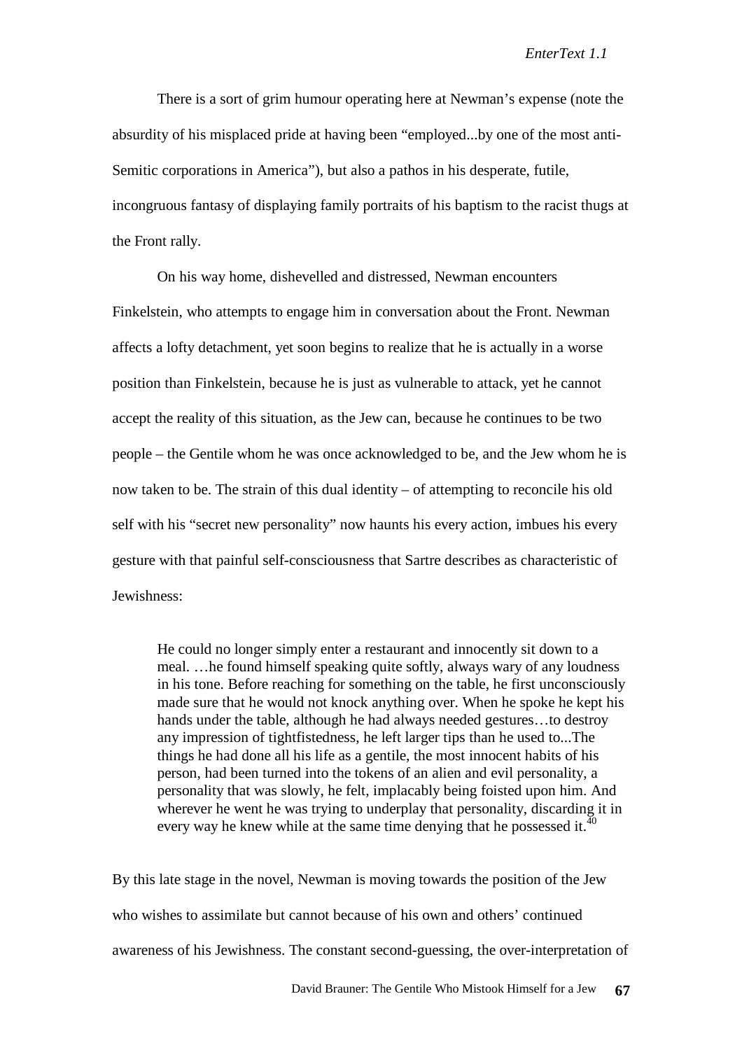There is a sort of grim humour operating here at Newman's expense (note the absurdity of his misplaced pride at having been "employed...by one of the most anti-Semitic corporations in America"), but also a pathos in his desperate, futile, incongruous fantasy of displaying family portraits of his baptism to the racist thugs at the Front rally.

On his way home, dishevelled and distressed, Newman encounters Finkelstein, who attempts to engage him in conversation about the Front. Newman affects a lofty detachment, yet soon begins to realize that he is actually in a worse position than Finkelstein, because he is just as vulnerable to attack, yet he cannot accept the reality of this situation, as the Jew can, because he continues to be two people – the Gentile whom he was once acknowledged to be, and the Jew whom he is now taken to be. The strain of this dual identity – of attempting to reconcile his old self with his "secret new personality" now haunts his every action, imbues his every gesture with that painful self-consciousness that Sartre describes as characteristic of Jewishness:

> He could no longer simply enter a restaurant and innocently sit down to a meal. …he found himself speaking quite softly, always wary of any loudness in his tone. Before reaching for something on the table, he first unconsciously made sure that he would not knock anything over. When he spoke he kept his hands under the table, although he had always needed gestures…to destroy any impression of tightfistedness, he left larger tips than he used to...The things he had done all his life as a gentile, the most innocent habits of his person, had been turned into the tokens of an alien and evil personality, a personality that was slowly, he felt, implacably being foisted upon him. And wherever he went he was trying to underplay that personality, discarding it in every way he knew while at the same time denying that he possessed it.[40]

By this late stage in the novel, Newman is moving towards the position of the Jew who wishes to assimilate but cannot because of his own and others' continued awareness of his Jewishness. The constant second-guessing, the over-interpretation of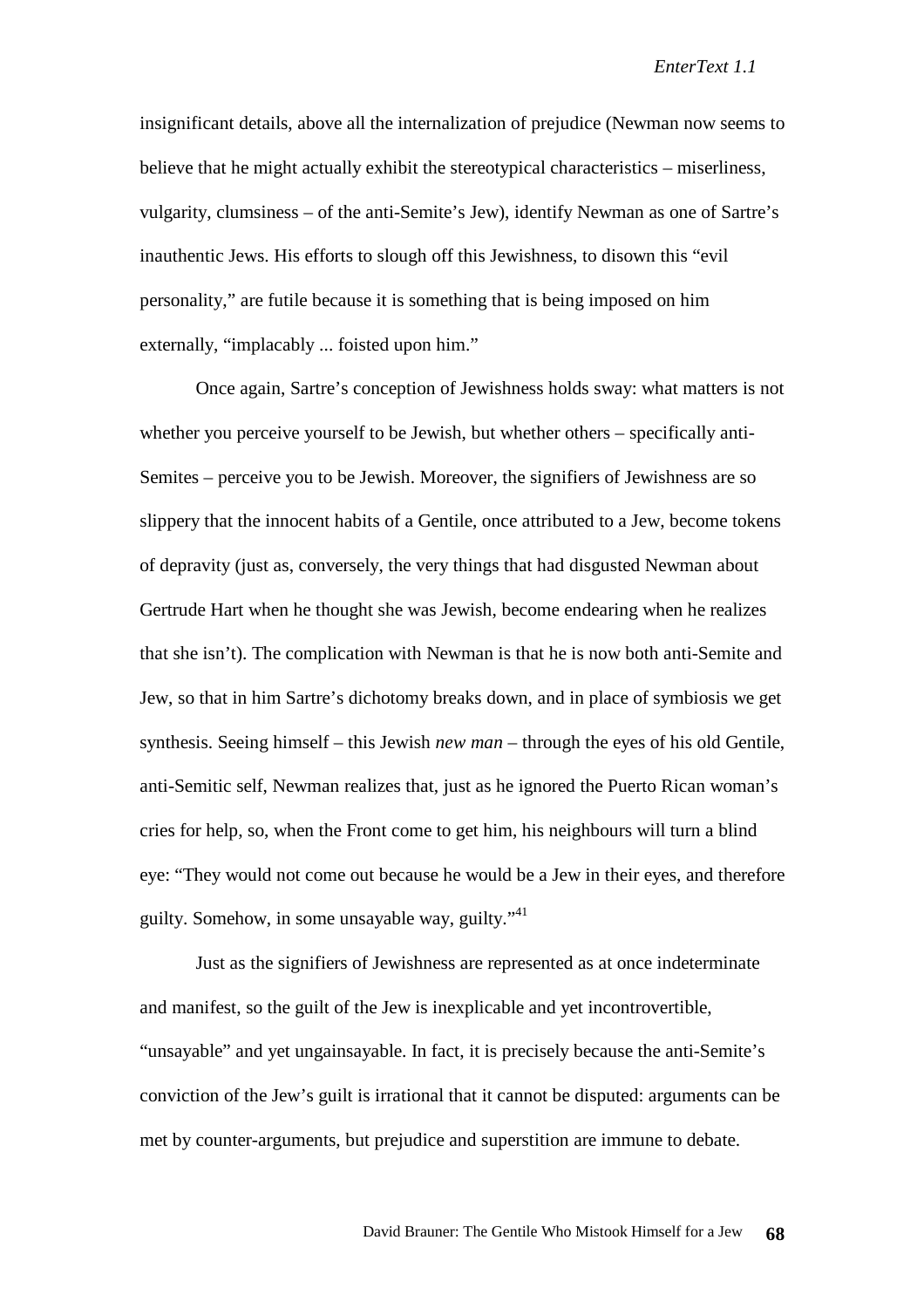insignificant details, above all the internalization of prejudice (Newman now seems to believe that he might actually exhibit the stereotypical characteristics – miserliness, vulgarity, clumsiness – of the anti-Semite's Jew), identify Newman as one of Sartre's inauthentic Jews. His efforts to slough off this Jewishness, to disown this "evil personality," are futile because it is something that is being imposed on him externally, "implacably ... foisted upon him."

Once again, Sartre's conception of Jewishness holds sway: what matters is not whether you perceive yourself to be Jewish, but whether others – specifically anti-Semites – perceive you to be Jewish. Moreover, the signifiers of Jewishness are so slippery that the innocent habits of a Gentile, once attributed to a Jew, become tokens of depravity (just as, conversely, the very things that had disgusted Newman about Gertrude Hart when he thought she was Jewish, become endearing when he realizes that she isn't). The complication with Newman is that he is now both anti-Semite and Jew, so that in him Sartre's dichotomy breaks down, and in place of symbiosis we get synthesis. Seeing himself – this Jewish *new man* – through the eyes of his old Gentile, anti-Semitic self, Newman realizes that, just as he ignored the Puerto Rican woman's cries for help, so, when the Front come to get him, his neighbours will turn a blind eye: "They would not come out because he would be a Jew in their eyes, and therefore guilty. Somehow, in some unsayable way, guilty."[41]

Just as the signifiers of Jewishness are represented as at once indeterminate and manifest, so the guilt of the Jew is inexplicable and yet incontrovertible, "unsayable" and yet ungainsayable. In fact, it is precisely because the anti-Semite's conviction of the Jew's guilt is irrational that it cannot be disputed: arguments can be met by counter-arguments, but prejudice and superstition are immune to debate.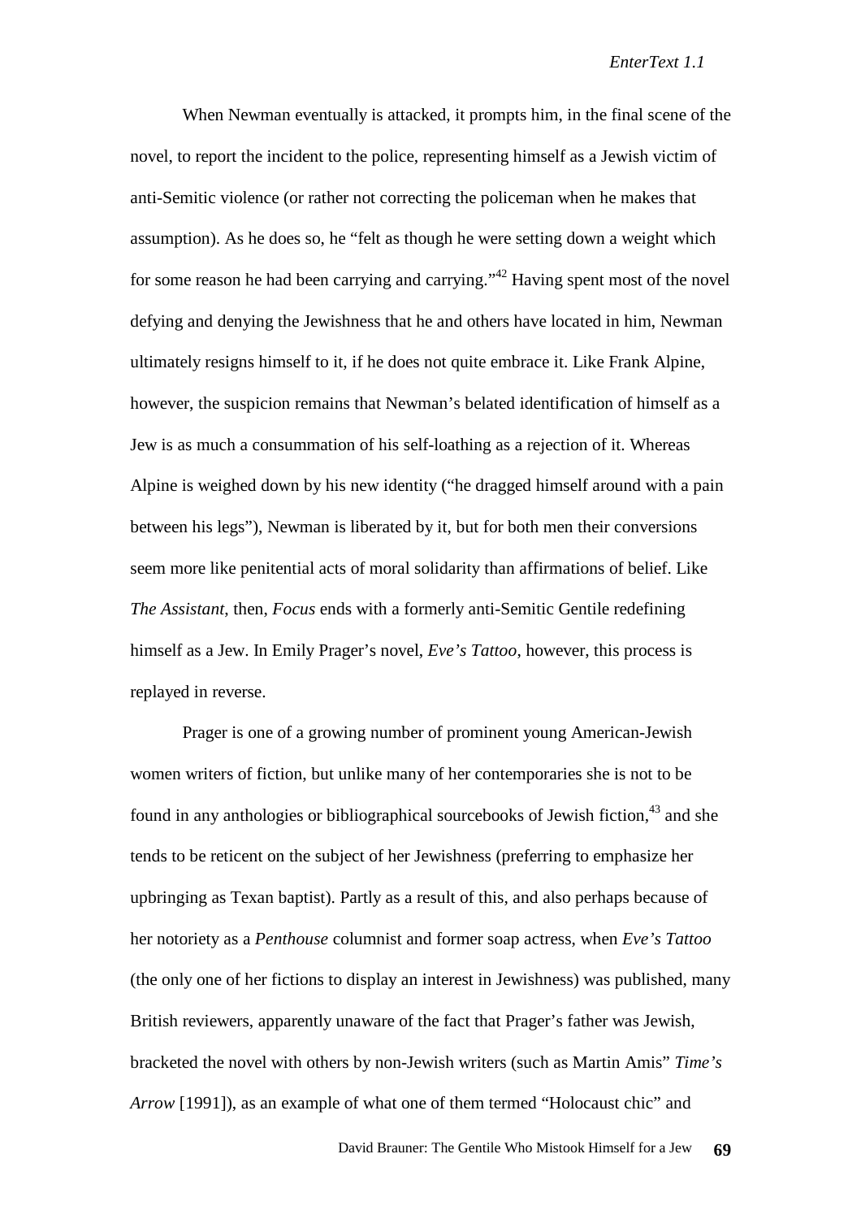When Newman eventually is attacked, it prompts him, in the final scene of the novel, to report the incident to the police, representing himself as a Jewish victim of anti-Semitic violence (or rather not correcting the policeman when he makes that assumption). As he does so, he "felt as though he were setting down a weight which for some reason he had been carrying and carrying."[42] Having spent most of the novel defying and denying the Jewishness that he and others have located in him, Newman ultimately resigns himself to it, if he does not quite embrace it. Like Frank Alpine, however, the suspicion remains that Newman's belated identification of himself as a Jew is as much a consummation of his self-loathing as a rejection of it. Whereas Alpine is weighed down by his new identity ("he dragged himself around with a pain between his legs"), Newman is liberated by it, but for both men their conversions seem more like penitential acts of moral solidarity than affirmations of belief. Like *The Assistant*, then, *Focus* ends with a formerly anti-Semitic Gentile redefining himself as a Jew. In Emily Prager's novel, *Eve's Tattoo*, however, this process is replayed in reverse.

Prager is one of a growing number of prominent young American-Jewish women writers of fiction, but unlike many of her contemporaries she is not to be found in any anthologies or bibliographical sourcebooks of Jewish fiction,[43] and she tends to be reticent on the subject of her Jewishness (preferring to emphasize her upbringing as Texan baptist). Partly as a result of this, and also perhaps because of her notoriety as a *Penthouse* columnist and former soap actress, when *Eve's Tattoo* (the only one of her fictions to display an interest in Jewishness) was published, many British reviewers, apparently unaware of the fact that Prager's father was Jewish, bracketed the novel with others by non-Jewish writers (such as Martin Amis" *Time's Arrow* [1991]), as an example of what one of them termed "Holocaust chic" and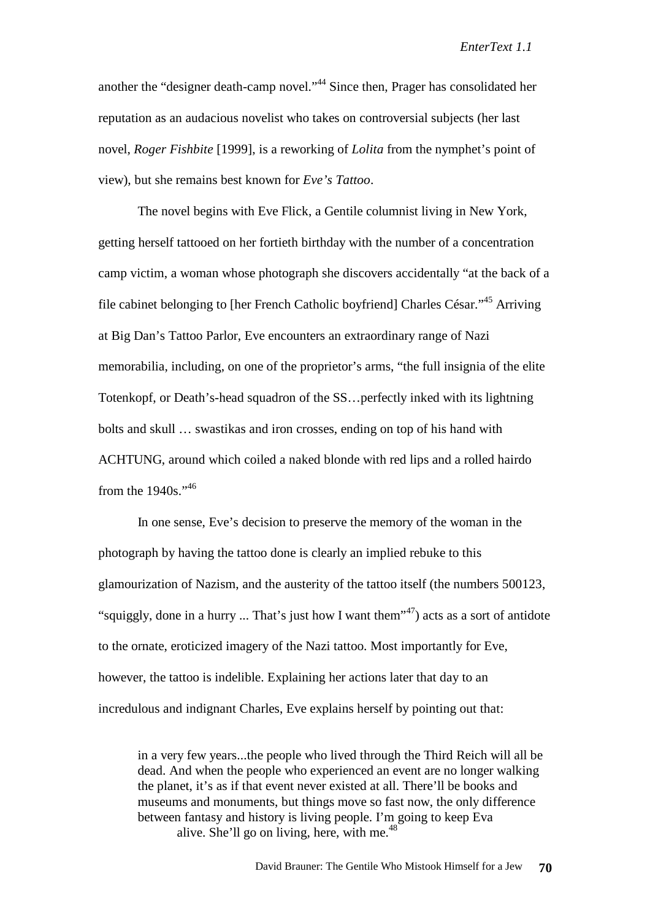another the “designer death-camp novel.”[44] Since then, Prager has consolidated her reputation as an audacious novelist who takes on controversial subjects (her last novel, *Roger Fishbite* [1999], is a reworking of *Lolita* from the nymphet’s point of view), but she remains best known for *Eve’s Tattoo*.

The novel begins with Eve Flick, a Gentile columnist living in New York, getting herself tattooed on her fortieth birthday with the number of a concentration camp victim, a woman whose photograph she discovers accidentally “at the back of a file cabinet belonging to [her French Catholic boyfriend] Charles César.”[45] Arriving at Big Dan’s Tattoo Parlor, Eve encounters an extraordinary range of Nazi memorabilia, including, on one of the proprietor’s arms, “the full insignia of the elite Totenkopf, or Death’s-head squadron of the SS…perfectly inked with its lightning bolts and skull … swastikas and iron crosses, ending on top of his hand with ACHTUNG, around which coiled a naked blonde with red lips and a rolled hairdo from the 1940s.”[46]

In one sense, Eve’s decision to preserve the memory of the woman in the photograph by having the tattoo done is clearly an implied rebuke to this glamourization of Nazism, and the austerity of the tattoo itself (the numbers 500123, “squiggly, done in a hurry ... That’s just how I want them”[47]) acts as a sort of antidote to the ornate, eroticized imagery of the Nazi tattoo. Most importantly for Eve, however, the tattoo is indelible. Explaining her actions later that day to an incredulous and indignant Charles, Eve explains herself by pointing out that:

> in a very few years...the people who lived through the Third Reich will all be dead. And when the people who experienced an event are no longer walking the planet, it’s as if that event never existed at all. There’ll be books and museums and monuments, but things move so fast now, the only difference between fantasy and history is living people. I’m going to keep Eva alive. She’ll go on living, here, with me.[48]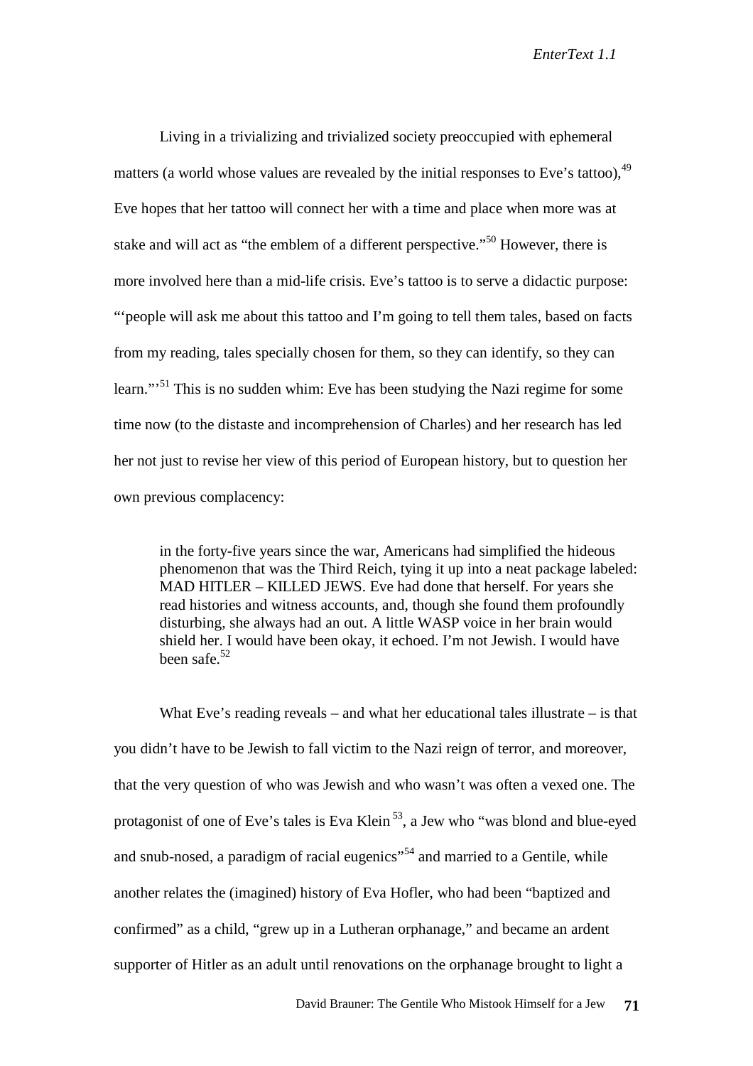Living in a trivializing and trivialized society preoccupied with ephemeral matters (a world whose values are revealed by the initial responses to Eve's tattoo),[49] Eve hopes that her tattoo will connect her with a time and place when more was at stake and will act as "the emblem of a different perspective."[50] However, there is more involved here than a mid-life crisis. Eve's tattoo is to serve a didactic purpose: "'people will ask me about this tattoo and I'm going to tell them tales, based on facts from my reading, tales specially chosen for them, so they can identify, so they can learn."'[51] This is no sudden whim: Eve has been studying the Nazi regime for some time now (to the distaste and incomprehension of Charles) and her research has led her not just to revise her view of this period of European history, but to question her own previous complacency:

> in the forty-five years since the war, Americans had simplified the hideous phenomenon that was the Third Reich, tying it up into a neat package labeled: MAD HITLER – KILLED JEWS. Eve had done that herself. For years she read histories and witness accounts, and, though she found them profoundly disturbing, she always had an out. A little WASP voice in her brain would shield her. I would have been okay, it echoed. I'm not Jewish. I would have been safe.[52]

What Eve's reading reveals – and what her educational tales illustrate – is that you didn't have to be Jewish to fall victim to the Nazi reign of terror, and moreover, that the very question of who was Jewish and who wasn't was often a vexed one. The protagonist of one of Eve's tales is Eva Klein [53], a Jew who "was blond and blue-eyed and snub-nosed, a paradigm of racial eugenics"[54] and married to a Gentile, while another relates the (imagined) history of Eva Hofler, who had been "baptized and confirmed" as a child, "grew up in a Lutheran orphanage," and became an ardent supporter of Hitler as an adult until renovations on the orphanage brought to light a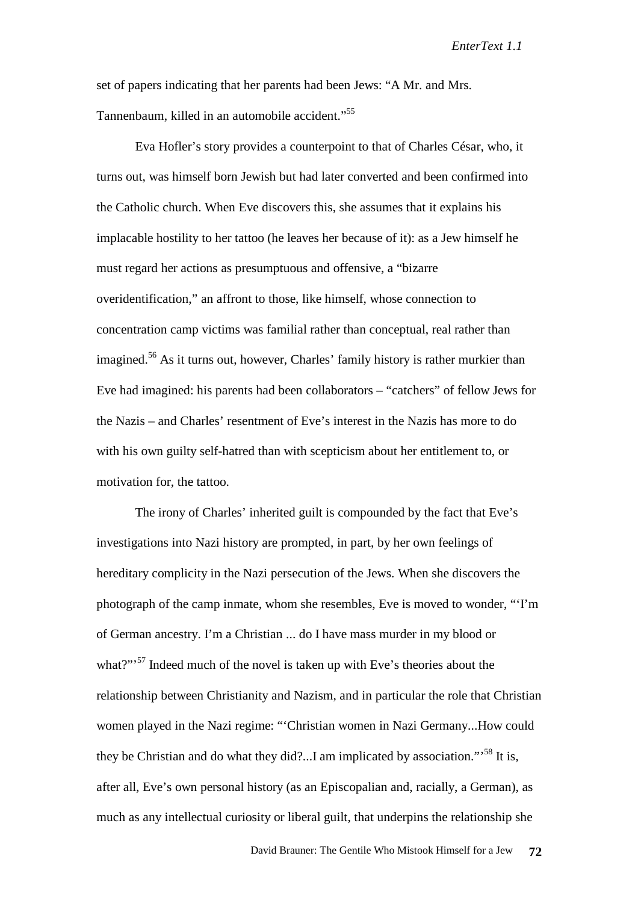set of papers indicating that her parents had been Jews: "A Mr. and Mrs. Tannenbaum, killed in an automobile accident."[55]

Eva Hofler's story provides a counterpoint to that of Charles César, who, it turns out, was himself born Jewish but had later converted and been confirmed into the Catholic church. When Eve discovers this, she assumes that it explains his implacable hostility to her tattoo (he leaves her because of it): as a Jew himself he must regard her actions as presumptuous and offensive, a "bizarre overidentification," an affront to those, like himself, whose connection to concentration camp victims was familial rather than conceptual, real rather than imagined.[56] As it turns out, however, Charles' family history is rather murkier than Eve had imagined: his parents had been collaborators – "catchers" of fellow Jews for the Nazis – and Charles' resentment of Eve's interest in the Nazis has more to do with his own guilty self-hatred than with scepticism about her entitlement to, or motivation for, the tattoo.

The irony of Charles' inherited guilt is compounded by the fact that Eve's investigations into Nazi history are prompted, in part, by her own feelings of hereditary complicity in the Nazi persecution of the Jews. When she discovers the photograph of the camp inmate, whom she resembles, Eve is moved to wonder, "'I'm of German ancestry. I'm a Christian ... do I have mass murder in my blood or what?"'[57] Indeed much of the novel is taken up with Eve's theories about the relationship between Christianity and Nazism, and in particular the role that Christian women played in the Nazi regime: "'Christian women in Nazi Germany...How could they be Christian and do what they did?...I am implicated by association."'[58] It is, after all, Eve's own personal history (as an Episcopalian and, racially, a German), as much as any intellectual curiosity or liberal guilt, that underpins the relationship she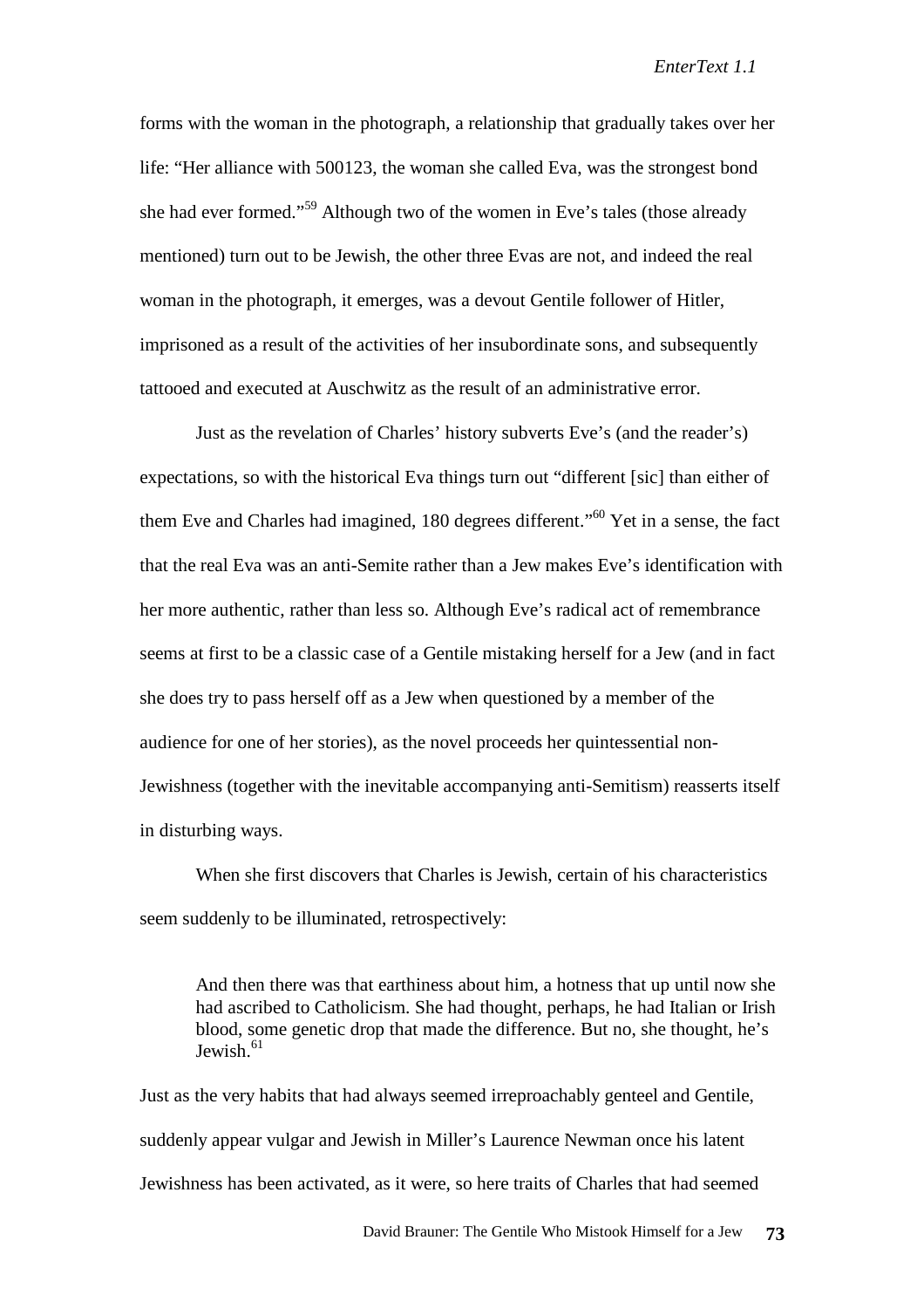forms with the woman in the photograph, a relationship that gradually takes over her life: "Her alliance with 500123, the woman she called Eva, was the strongest bond she had ever formed."[59] Although two of the women in Eve's tales (those already mentioned) turn out to be Jewish, the other three Evas are not, and indeed the real woman in the photograph, it emerges, was a devout Gentile follower of Hitler, imprisoned as a result of the activities of her insubordinate sons, and subsequently tattooed and executed at Auschwitz as the result of an administrative error.

Just as the revelation of Charles' history subverts Eve's (and the reader's) expectations, so with the historical Eva things turn out "different [sic] than either of them Eve and Charles had imagined, 180 degrees different."[60] Yet in a sense, the fact that the real Eva was an anti-Semite rather than a Jew makes Eve's identification with her more authentic, rather than less so. Although Eve's radical act of remembrance seems at first to be a classic case of a Gentile mistaking herself for a Jew (and in fact she does try to pass herself off as a Jew when questioned by a member of the audience for one of her stories), as the novel proceeds her quintessential non-Jewishness (together with the inevitable accompanying anti-Semitism) reasserts itself in disturbing ways.

When she first discovers that Charles is Jewish, certain of his characteristics seem suddenly to be illuminated, retrospectively:

> And then there was that earthiness about him, a hotness that up until now she had ascribed to Catholicism. She had thought, perhaps, he had Italian or Irish blood, some genetic drop that made the difference. But no, she thought, he's Jewish.[61]

Just as the very habits that had always seemed irreproachably genteel and Gentile, suddenly appear vulgar and Jewish in Miller's Laurence Newman once his latent Jewishness has been activated, as it were, so here traits of Charles that had seemed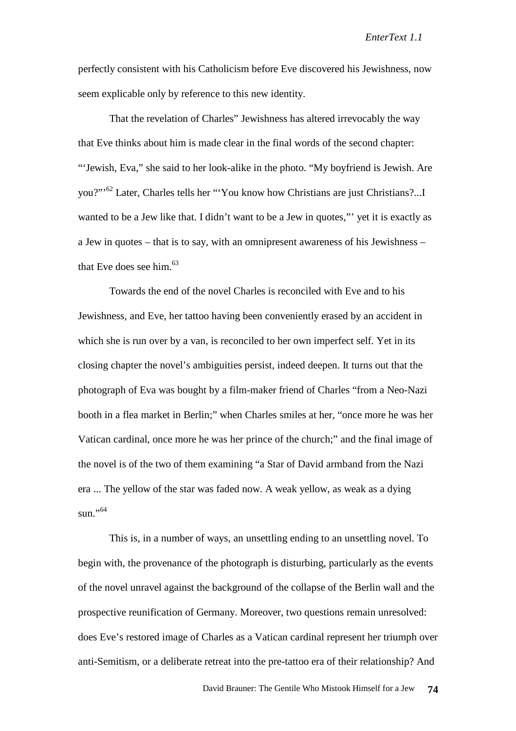perfectly consistent with his Catholicism before Eve discovered his Jewishness, now seem explicable only by reference to this new identity.

That the revelation of Charles" Jewishness has altered irrevocably the way that Eve thinks about him is made clear in the final words of the second chapter: "'Jewish, Eva," she said to her look-alike in the photo. "My boyfriend is Jewish. Are you?"'[62] Later, Charles tells her "'You know how Christians are just Christians?...I wanted to be a Jew like that. I didn't want to be a Jew in quotes,"' yet it is exactly as a Jew in quotes – that is to say, with an omnipresent awareness of his Jewishness – that Eve does see him.[63]

Towards the end of the novel Charles is reconciled with Eve and to his Jewishness, and Eve, her tattoo having been conveniently erased by an accident in which she is run over by a van, is reconciled to her own imperfect self. Yet in its closing chapter the novel's ambiguities persist, indeed deepen. It turns out that the photograph of Eva was bought by a film-maker friend of Charles "from a Neo-Nazi booth in a flea market in Berlin;" when Charles smiles at her, "once more he was her Vatican cardinal, once more he was her prince of the church;" and the final image of the novel is of the two of them examining "a Star of David armband from the Nazi era ... The yellow of the star was faded now. A weak yellow, as weak as a dying sun."[64]

This is, in a number of ways, an unsettling ending to an unsettling novel. To begin with, the provenance of the photograph is disturbing, particularly as the events of the novel unravel against the background of the collapse of the Berlin wall and the prospective reunification of Germany. Moreover, two questions remain unresolved: does Eve's restored image of Charles as a Vatican cardinal represent her triumph over anti-Semitism, or a deliberate retreat into the pre-tattoo era of their relationship? And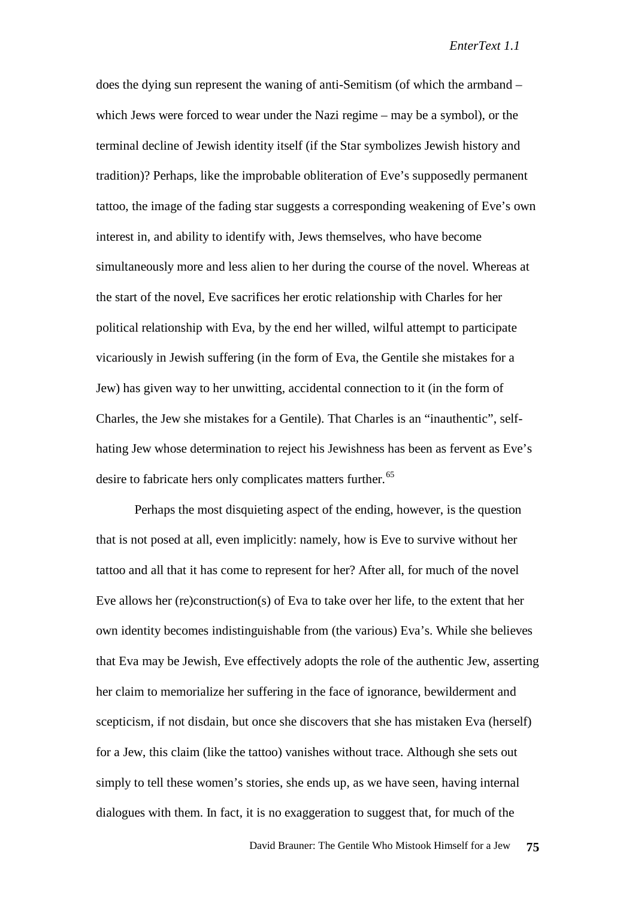does the dying sun represent the waning of anti-Semitism (of which the armband – which Jews were forced to wear under the Nazi regime – may be a symbol), or the terminal decline of Jewish identity itself (if the Star symbolizes Jewish history and tradition)? Perhaps, like the improbable obliteration of Eve's supposedly permanent tattoo, the image of the fading star suggests a corresponding weakening of Eve's own interest in, and ability to identify with, Jews themselves, who have become simultaneously more and less alien to her during the course of the novel. Whereas at the start of the novel, Eve sacrifices her erotic relationship with Charles for her political relationship with Eva, by the end her willed, wilful attempt to participate vicariously in Jewish suffering (in the form of Eva, the Gentile she mistakes for a Jew) has given way to her unwitting, accidental connection to it (in the form of Charles, the Jew she mistakes for a Gentile). That Charles is an "inauthentic", self-hating Jew whose determination to reject his Jewishness has been as fervent as Eve's desire to fabricate hers only complicates matters further.[65]

Perhaps the most disquieting aspect of the ending, however, is the question that is not posed at all, even implicitly: namely, how is Eve to survive without her tattoo and all that it has come to represent for her? After all, for much of the novel Eve allows her (re)construction(s) of Eva to take over her life, to the extent that her own identity becomes indistinguishable from (the various) Eva's. While she believes that Eva may be Jewish, Eve effectively adopts the role of the authentic Jew, asserting her claim to memorialize her suffering in the face of ignorance, bewilderment and scepticism, if not disdain, but once she discovers that she has mistaken Eva (herself) for a Jew, this claim (like the tattoo) vanishes without trace. Although she sets out simply to tell these women's stories, she ends up, as we have seen, having internal dialogues with them. In fact, it is no exaggeration to suggest that, for much of the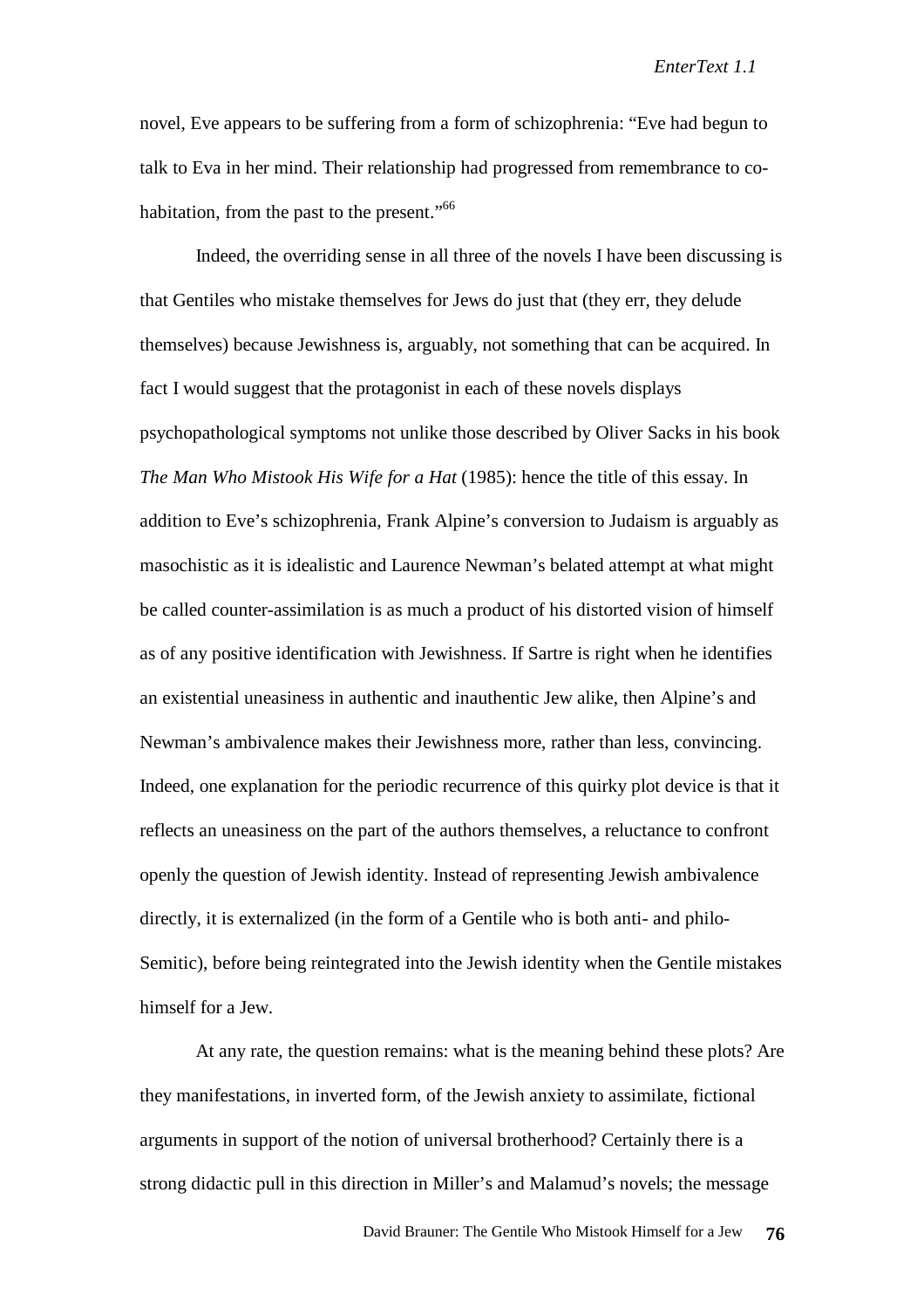novel, Eve appears to be suffering from a form of schizophrenia: "Eve had begun to talk to Eva in her mind. Their relationship had progressed from remembrance to co-habitation, from the past to the present."[66]

Indeed, the overriding sense in all three of the novels I have been discussing is that Gentiles who mistake themselves for Jews do just that (they err, they delude themselves) because Jewishness is, arguably, not something that can be acquired. In fact I would suggest that the protagonist in each of these novels displays psychopathological symptoms not unlike those described by Oliver Sacks in his book *The Man Who Mistook His Wife for a Hat* (1985): hence the title of this essay. In addition to Eve's schizophrenia, Frank Alpine's conversion to Judaism is arguably as masochistic as it is idealistic and Laurence Newman's belated attempt at what might be called counter-assimilation is as much a product of his distorted vision of himself as of any positive identification with Jewishness. If Sartre is right when he identifies an existential uneasiness in authentic and inauthentic Jew alike, then Alpine's and Newman's ambivalence makes their Jewishness more, rather than less, convincing. Indeed, one explanation for the periodic recurrence of this quirky plot device is that it reflects an uneasiness on the part of the authors themselves, a reluctance to confront openly the question of Jewish identity. Instead of representing Jewish ambivalence directly, it is externalized (in the form of a Gentile who is both anti- and philo-Semitic), before being reintegrated into the Jewish identity when the Gentile mistakes himself for a Jew.

At any rate, the question remains: what is the meaning behind these plots? Are they manifestations, in inverted form, of the Jewish anxiety to assimilate, fictional arguments in support of the notion of universal brotherhood? Certainly there is a strong didactic pull in this direction in Miller's and Malamud's novels; the message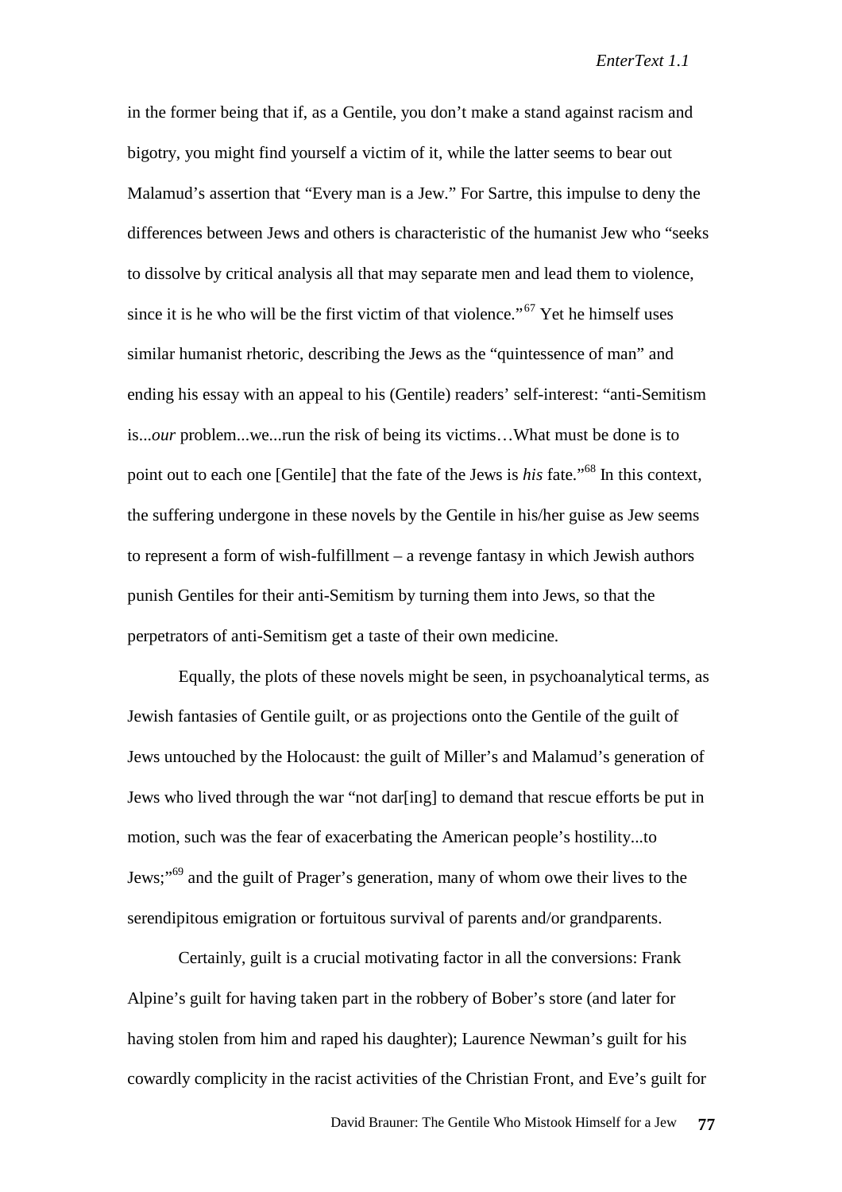in the former being that if, as a Gentile, you don't make a stand against racism and bigotry, you might find yourself a victim of it, while the latter seems to bear out Malamud's assertion that "Every man is a Jew." For Sartre, this impulse to deny the differences between Jews and others is characteristic of the humanist Jew who "seeks to dissolve by critical analysis all that may separate men and lead them to violence, since it is he who will be the first victim of that violence."[67] Yet he himself uses similar humanist rhetoric, describing the Jews as the "quintessence of man" and ending his essay with an appeal to his (Gentile) readers' self-interest: "anti-Semitism is...*our* problem...we...run the risk of being its victims…What must be done is to point out to each one [Gentile] that the fate of the Jews is *his* fate."[68] In this context, the suffering undergone in these novels by the Gentile in his/her guise as Jew seems to represent a form of wish-fulfillment – a revenge fantasy in which Jewish authors punish Gentiles for their anti-Semitism by turning them into Jews, so that the perpetrators of anti-Semitism get a taste of their own medicine.

Equally, the plots of these novels might be seen, in psychoanalytical terms, as Jewish fantasies of Gentile guilt, or as projections onto the Gentile of the guilt of Jews untouched by the Holocaust: the guilt of Miller's and Malamud's generation of Jews who lived through the war "not dar[ing] to demand that rescue efforts be put in motion, such was the fear of exacerbating the American people's hostility...to Jews;"[69] and the guilt of Prager's generation, many of whom owe their lives to the serendipitous emigration or fortuitous survival of parents and/or grandparents.

Certainly, guilt is a crucial motivating factor in all the conversions: Frank Alpine's guilt for having taken part in the robbery of Bober's store (and later for having stolen from him and raped his daughter); Laurence Newman's guilt for his cowardly complicity in the racist activities of the Christian Front, and Eve's guilt for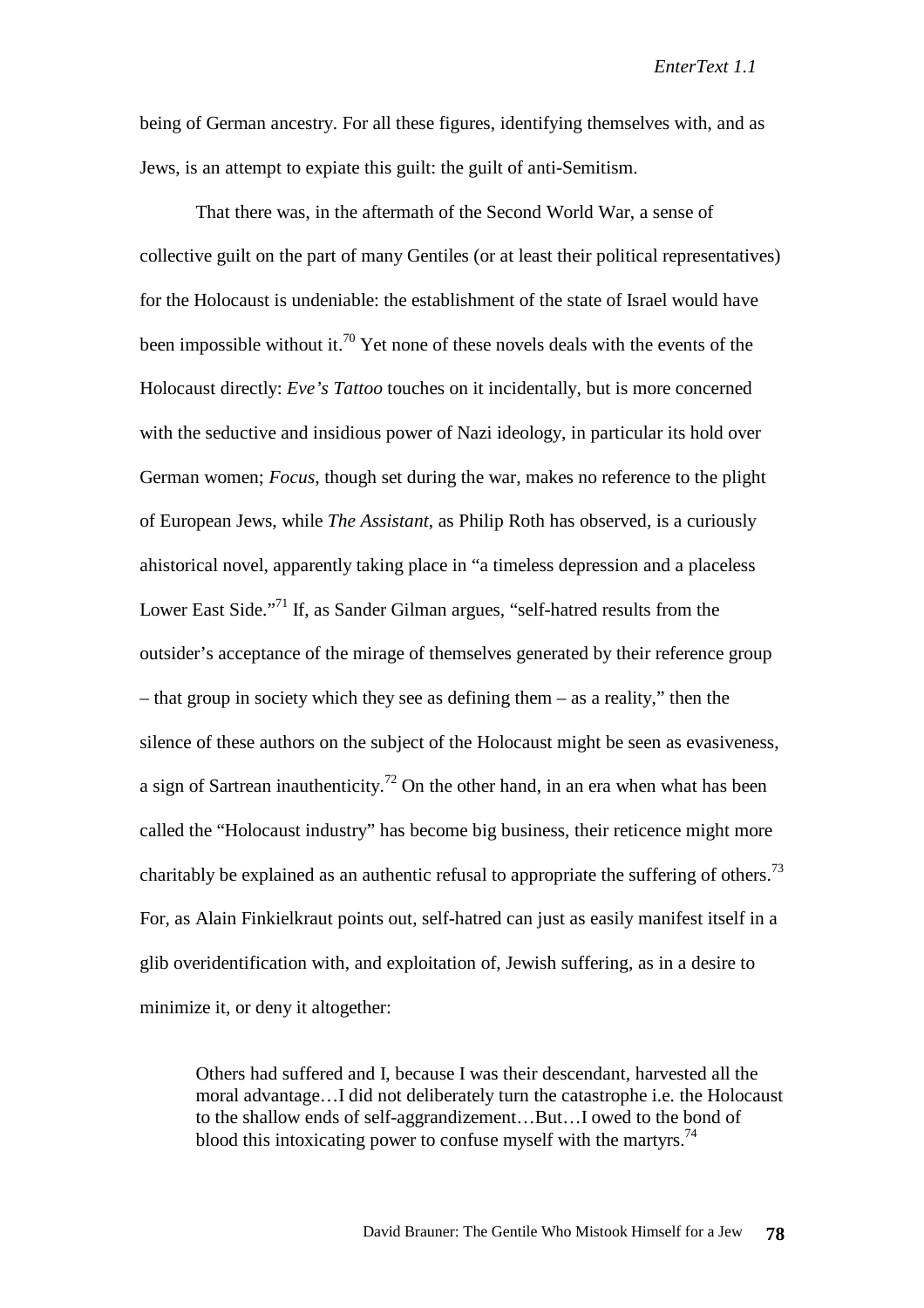being of German ancestry. For all these figures, identifying themselves with, and as Jews, is an attempt to expiate this guilt: the guilt of anti-Semitism.

That there was, in the aftermath of the Second World War, a sense of collective guilt on the part of many Gentiles (or at least their political representatives) for the Holocaust is undeniable: the establishment of the state of Israel would have been impossible without it.[70] Yet none of these novels deals with the events of the Holocaust directly: *Eve's Tattoo* touches on it incidentally, but is more concerned with the seductive and insidious power of Nazi ideology, in particular its hold over German women; *Focus*, though set during the war, makes no reference to the plight of European Jews, while *The Assistant*, as Philip Roth has observed, is a curiously ahistorical novel, apparently taking place in "a timeless depression and a placeless Lower East Side."[71] If, as Sander Gilman argues, "self-hatred results from the outsider's acceptance of the mirage of themselves generated by their reference group – that group in society which they see as defining them – as a reality," then the silence of these authors on the subject of the Holocaust might be seen as evasiveness, a sign of Sartrean inauthenticity.[72] On the other hand, in an era when what has been called the "Holocaust industry" has become big business, their reticence might more charitably be explained as an authentic refusal to appropriate the suffering of others.[73] For, as Alain Finkielkraut points out, self-hatred can just as easily manifest itself in a glib overidentification with, and exploitation of, Jewish suffering, as in a desire to minimize it, or deny it altogether:

> Others had suffered and I, because I was their descendant, harvested all the moral advantage…I did not deliberately turn the catastrophe i.e. the Holocaust to the shallow ends of self-aggrandizement…But…I owed to the bond of blood this intoxicating power to confuse myself with the martyrs.[74]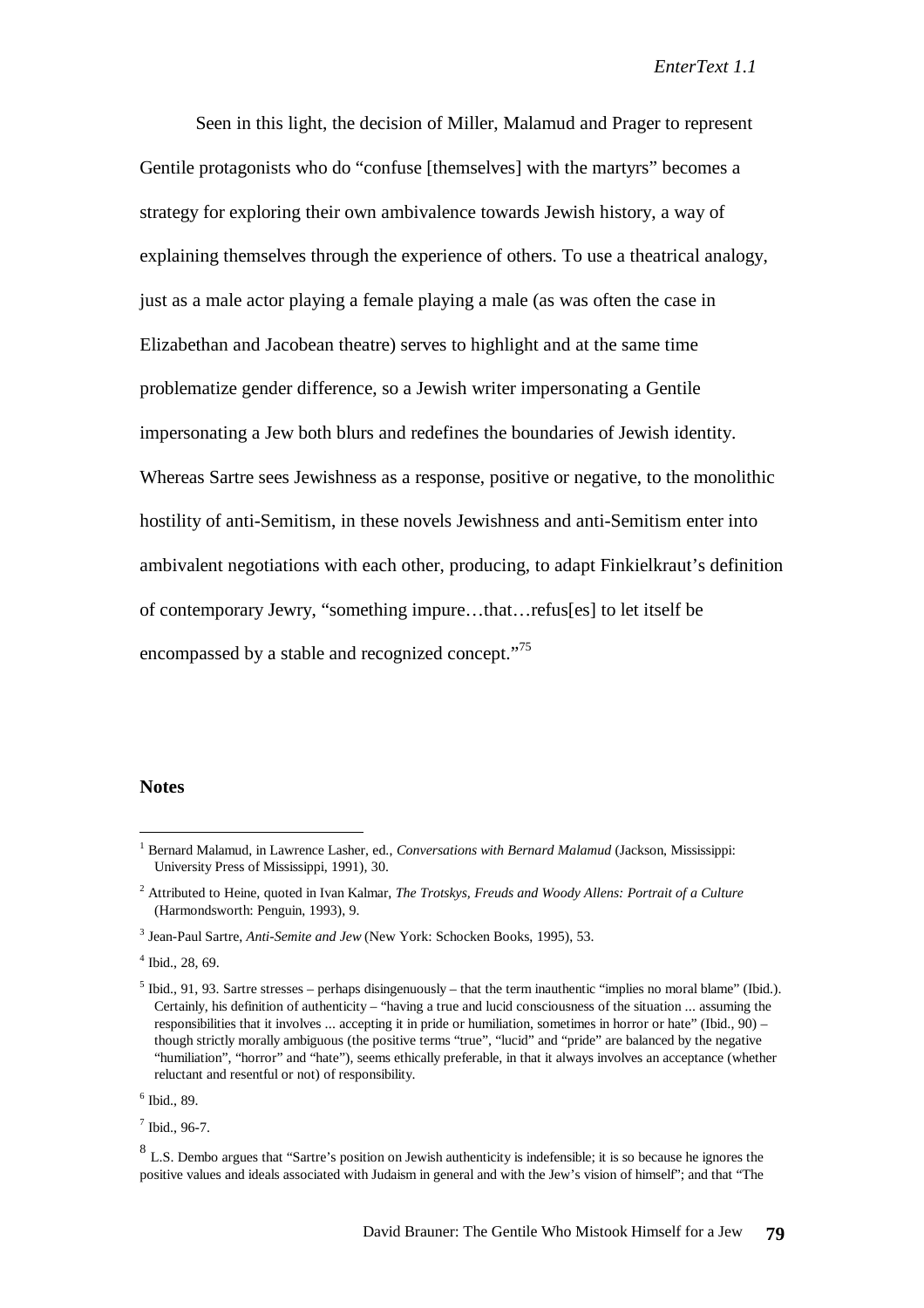Seen in this light, the decision of Miller, Malamud and Prager to represent Gentile protagonists who do "confuse [themselves] with the martyrs" becomes a strategy for exploring their own ambivalence towards Jewish history, a way of explaining themselves through the experience of others. To use a theatrical analogy, just as a male actor playing a female playing a male (as was often the case in Elizabethan and Jacobean theatre) serves to highlight and at the same time problematize gender difference, so a Jewish writer impersonating a Gentile impersonating a Jew both blurs and redefines the boundaries of Jewish identity. Whereas Sartre sees Jewishness as a response, positive or negative, to the monolithic hostility of anti-Semitism, in these novels Jewishness and anti-Semitism enter into ambivalent negotiations with each other, producing, to adapt Finkielkraut's definition of contemporary Jewry, "something impure…that…refus[es] to let itself be encompassed by a stable and recognized concept."[75]

**Notes**

[1] Bernard Malamud, in Lawrence Lasher, ed., *Conversations with Bernard Malamud* (Jackson, Mississippi: University Press of Mississippi, 1991), 30.

[2] Attributed to Heine, quoted in Ivan Kalmar, *The Trotskys, Freuds and Woody Allens: Portrait of a Culture* (Harmondsworth: Penguin, 1993), 9.

[3] Jean-Paul Sartre, *Anti-Semite and Jew* (New York: Schocken Books, 1995), 53.

[4] Ibid., 28, 69.

[5] Ibid., 91, 93. Sartre stresses – perhaps disingenuously – that the term inauthentic "implies no moral blame" (Ibid.). Certainly, his definition of authenticity – "having a true and lucid consciousness of the situation ... assuming the responsibilities that it involves ... accepting it in pride or humiliation, sometimes in horror or hate" (Ibid., 90) – though strictly morally ambiguous (the positive terms "true", "lucid" and "pride" are balanced by the negative "humiliation", "horror" and "hate"), seems ethically preferable, in that it always involves an acceptance (whether reluctant and resentful or not) of responsibility.

[6] Ibid., 89.

[7] Ibid., 96-7.

[8] L.S. Dembo argues that "Sartre's position on Jewish authenticity is indefensible; it is so because he ignores the positive values and ideals associated with Judaism in general and with the Jew's vision of himself"; and that "The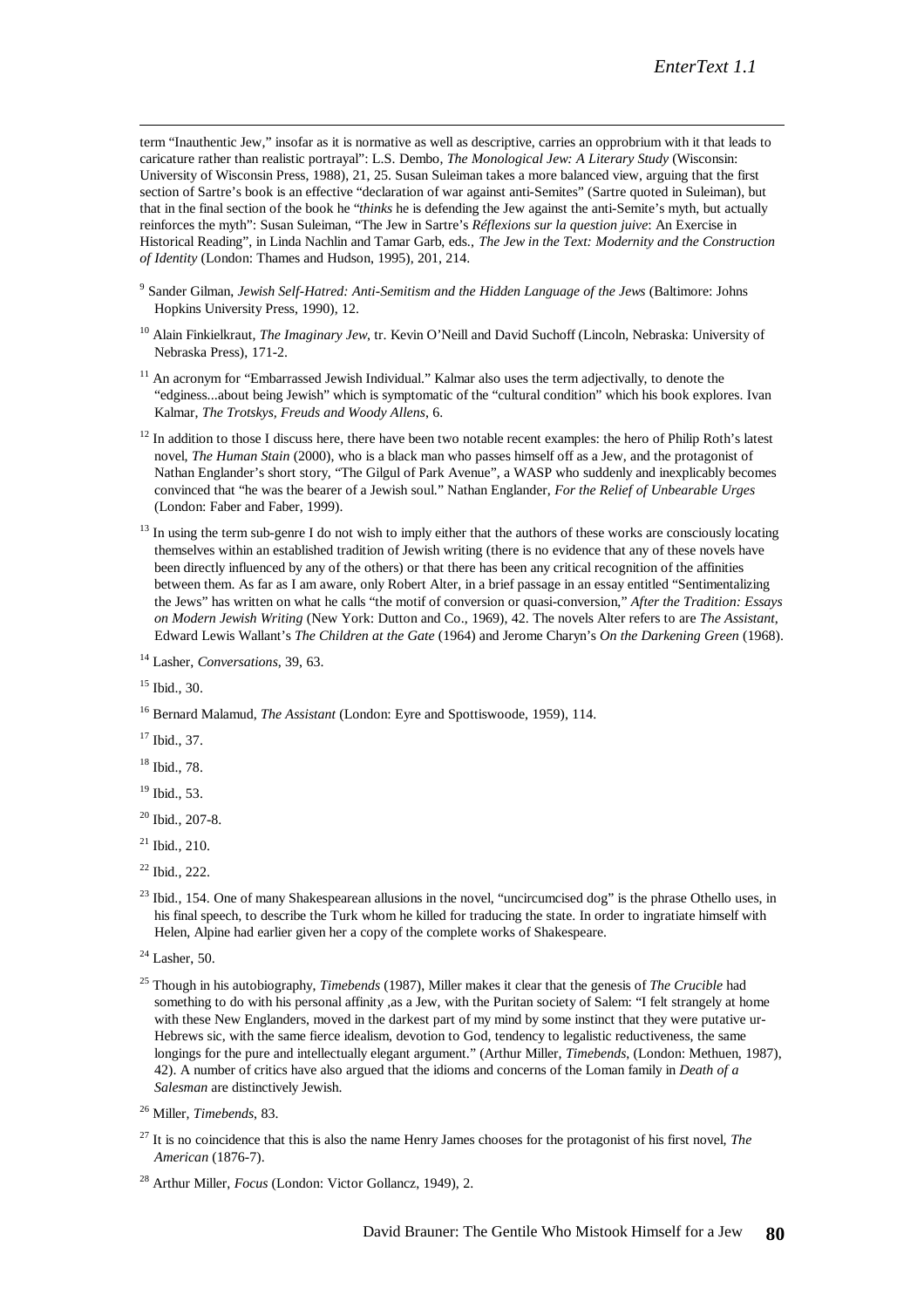term "Inauthentic Jew," insofar as it is normative as well as descriptive, carries an opprobrium with it that leads to caricature rather than realistic portrayal": L.S. Dembo, *The Monological Jew: A Literary Study* (Wisconsin: University of Wisconsin Press, 1988), 21, 25. Susan Suleiman takes a more balanced view, arguing that the first section of Sartre's book is an effective "declaration of war against anti-Semites" (Sartre quoted in Suleiman), but that in the final section of the book he "*thinks* he is defending the Jew against the anti-Semite's myth, but actually reinforces the myth": Susan Suleiman, "The Jew in Sartre's *Réflexions sur la question juive*: An Exercise in Historical Reading", in Linda Nachlin and Tamar Garb, eds., *The Jew in the Text: Modernity and the Construction of Identity* (London: Thames and Hudson, 1995), 201, 214.

[9] Sander Gilman, *Jewish Self-Hatred: Anti-Semitism and the Hidden Language of the Jews* (Baltimore: Johns Hopkins University Press, 1990), 12.

[10] Alain Finkielkraut, *The Imaginary Jew*, tr. Kevin O'Neill and David Suchoff (Lincoln, Nebraska: University of Nebraska Press), 171-2.

[11] An acronym for "Embarrassed Jewish Individual." Kalmar also uses the term adjectivally, to denote the "edginess...about being Jewish" which is symptomatic of the "cultural condition" which his book explores. Ivan Kalmar, *The Trotskys, Freuds and Woody Allens*, 6.

[12] In addition to those I discuss here, there have been two notable recent examples: the hero of Philip Roth's latest novel, *The Human Stain* (2000), who is a black man who passes himself off as a Jew, and the protagonist of Nathan Englander's short story, "The Gilgul of Park Avenue", a WASP who suddenly and inexplicably becomes convinced that "he was the bearer of a Jewish soul." Nathan Englander, *For the Relief of Unbearable Urges* (London: Faber and Faber, 1999).

[13] In using the term sub-genre I do not wish to imply either that the authors of these works are consciously locating themselves within an established tradition of Jewish writing (there is no evidence that any of these novels have been directly influenced by any of the others) or that there has been any critical recognition of the affinities between them. As far as I am aware, only Robert Alter, in a brief passage in an essay entitled "Sentimentalizing the Jews" has written on what he calls "the motif of conversion or quasi-conversion," *After the Tradition: Essays on Modern Jewish Writing* (New York: Dutton and Co., 1969), 42. The novels Alter refers to are *The Assistant*, Edward Lewis Wallant's *The Children at the Gate* (1964) and Jerome Charyn's *On the Darkening Green* (1968).

[14] Lasher, *Conversations*, 39, 63.

[15] Ibid., 30.

[16] Bernard Malamud, *The Assistant* (London: Eyre and Spottiswoode, 1959), 114.

[17] Ibid., 37.

[18] Ibid., 78.

[19] Ibid., 53.

[20] Ibid., 207-8.

[21] Ibid., 210.

[22] Ibid., 222.

[23] Ibid., 154. One of many Shakespearean allusions in the novel, "uncircumcised dog" is the phrase Othello uses, in his final speech, to describe the Turk whom he killed for traducing the state. In order to ingratiate himself with Helen, Alpine had earlier given her a copy of the complete works of Shakespeare.

[24] Lasher, 50.

[25] Though in his autobiography, *Timebends* (1987), Miller makes it clear that the genesis of *The Crucible* had something to do with his personal affinity ,as a Jew, with the Puritan society of Salem: "I felt strangely at home with these New Englanders, moved in the darkest part of my mind by some instinct that they were putative ur-Hebrews sic, with the same fierce idealism, devotion to God, tendency to legalistic reductiveness, the same longings for the pure and intellectually elegant argument." (Arthur Miller, *Timebends*, (London: Methuen, 1987), 42). A number of critics have also argued that the idioms and concerns of the Loman family in *Death of a Salesman* are distinctively Jewish.

[26] Miller, *Timebends*, 83.

[27] It is no coincidence that this is also the name Henry James chooses for the protagonist of his first novel, *The American* (1876-7).

[28] Arthur Miller, *Focus* (London: Victor Gollancz, 1949), 2.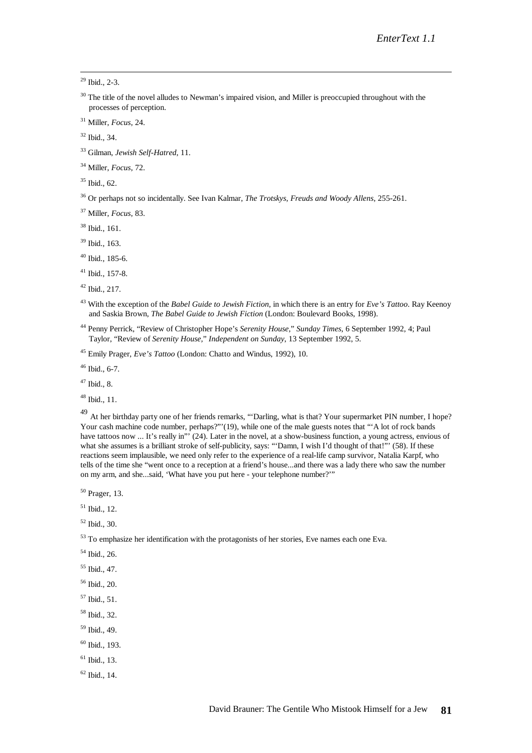[29] Ibid., 2-3.

[30] The title of the novel alludes to Newman's impaired vision, and Miller is preoccupied throughout with the processes of perception.

[31] Miller, *Focus*, 24.

[32] Ibid., 34.

[33] Gilman, *Jewish Self-Hatred*, 11.

[34] Miller, *Focus*, 72.

[35] Ibid., 62.

[36] Or perhaps not so incidentally. See Ivan Kalmar, *The Trotskys, Freuds and Woody Allens*, 255-261.

[37] Miller, *Focus*, 83.

[38] Ibid., 161.

[39] Ibid., 163.

[40] Ibid., 185-6.

[41] Ibid., 157-8.

[42] Ibid., 217.

[43] With the exception of the *Babel Guide to Jewish Fiction*, in which there is an entry for *Eve's Tattoo*. Ray Keenoy and Saskia Brown, *The Babel Guide to Jewish Fiction* (London: Boulevard Books, 1998).

[44] Penny Perrick, "Review of Christopher Hope's *Serenity House*," *Sunday Times*, 6 September 1992, 4; Paul Taylor, "Review of *Serenity House*," *Independent on Sunday*, 13 September 1992, 5.

[45] Emily Prager, *Eve's Tattoo* (London: Chatto and Windus, 1992), 10.

[46] Ibid., 6-7.

[47] Ibid., 8.

[48] Ibid., 11.

[49] At her birthday party one of her friends remarks, "'Darling, what is that? Your supermarket PIN number, I hope? Your cash machine code number, perhaps?"'(19), while one of the male guests notes that "'A lot of rock bands have tattoos now ... It's really in"' (24). Later in the novel, at a show-business function, a young actress, envious of what she assumes is a brilliant stroke of self-publicity, says: "'Damn, I wish I'd thought of that!"' (58). If these reactions seem implausible, we need only refer to the experience of a real-life camp survivor, Natalia Karpf, who tells of the time she "went once to a reception at a friend's house...and there was a lady there who saw the number on my arm, and she...said, 'What have you put here - your telephone number?'"

[50] Prager, 13.

[51] Ibid., 12.

[52] Ibid., 30.

[53] To emphasize her identification with the protagonists of her stories, Eve names each one Eva.

[54] Ibid., 26.

[55] Ibid., 47.

[56] Ibid., 20.

[57] Ibid., 51.

[58] Ibid., 32.

[59] Ibid., 49.

[60] Ibid., 193.

[61] Ibid., 13.

[62] Ibid., 14.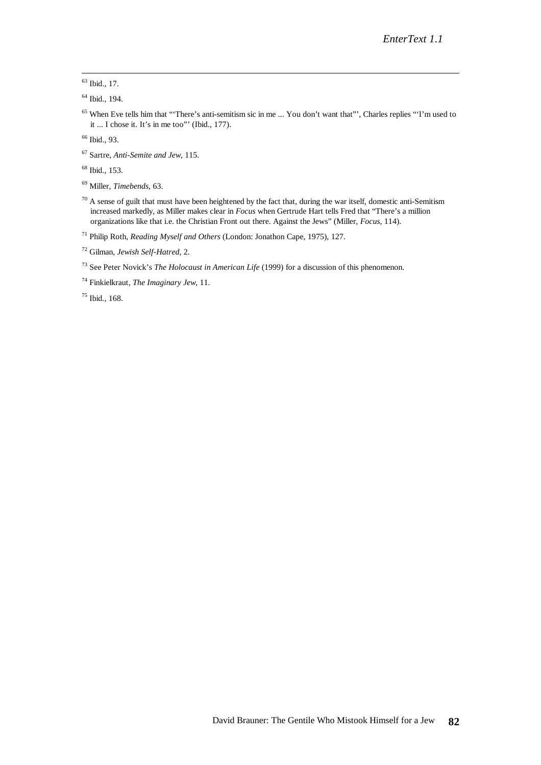[63] Ibid., 17.

[64] Ibid., 194.

[65] When Eve tells him that "'There's anti-semitism sic in me ... You don't want that"', Charles replies "'I'm used to it ... I chose it. It's in me too"' (Ibid., 177).

[66] Ibid., 93.

[67] Sartre, *Anti-Semite and Jew*, 115.

[68] Ibid., 153.

[69] Miller, *Timebends*, 63.

[70] A sense of guilt that must have been heightened by the fact that, during the war itself, domestic anti-Semitism increased markedly, as Miller makes clear in *Focus* when Gertrude Hart tells Fred that "There's a million organizations like that i.e. the Christian Front out there. Against the Jews" (Miller, *Focus*, 114).

[71] Philip Roth, *Reading Myself and Others* (London: Jonathon Cape, 1975), 127.

[72] Gilman, *Jewish Self-Hatred*, 2.

[73] See Peter Novick's *The Holocaust in American Life* (1999) for a discussion of this phenomenon.

[74] Finkielkraut, *The Imaginary Jew*, 11.

[75] Ibid., 168.